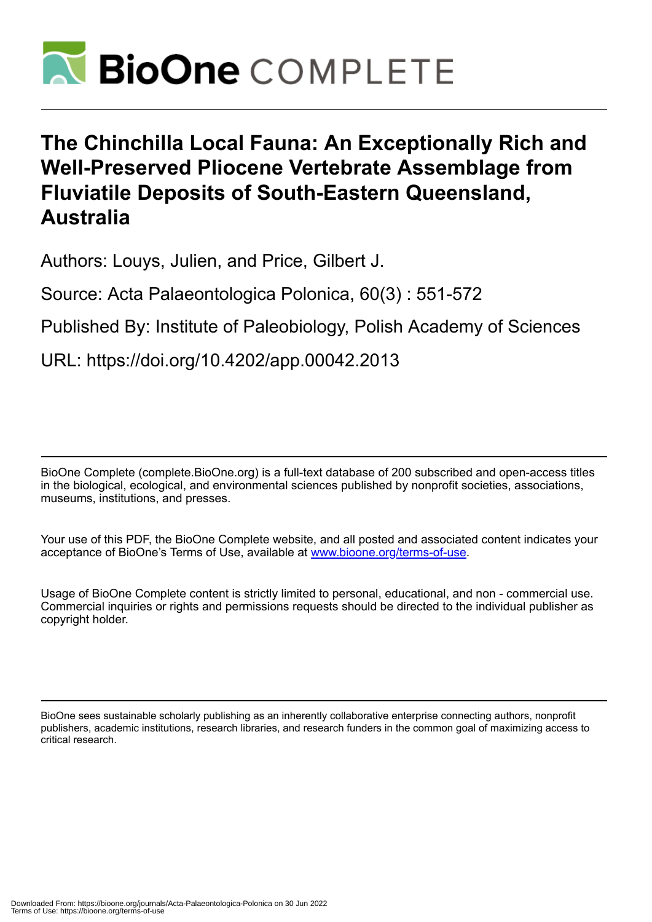# The Chinchilla Local Fauna: An Exceptionally Rich and Well-Preserved Pliocene Vertebrate Assemblage from Fluviatile Deposits of South-Eastern Queensland, Australia

Authors: Louys, Julien, and Price, Gilbert J.

Source: Acta Palaeontologica Polonica, 60(3) : 551-572

Published By: Institute of Paleobiology, Polish Academy of Sciences

URL: https://doi.org/10.4202/app.00042.2013

BioOne Complete (complete.BioOne.org) is a full-text database of 200 subscribed and open-access titles in the biological, ecological, and environmental sciences published by nonprofit societies, associations, museums, institutions, and presses.

Your use of this PDF, the BioOne Complete website, and all posted and associated content indicates your acceptance of BioOne's Terms of Use, available at www.bioone.org/terms-of-use.

Usage of BioOne Complete content is strictly limited to personal, educational, and non - commercial use. Commercial inquiries or rights and permissions requests should be directed to the individual publisher as copyright holder.

BioOne sees sustainable scholarly publishing as an inherently collaborative enterprise connecting authors, nonprofit publishers, academic institutions, research libraries, and research funders in the common goal of maximizing access to critical research.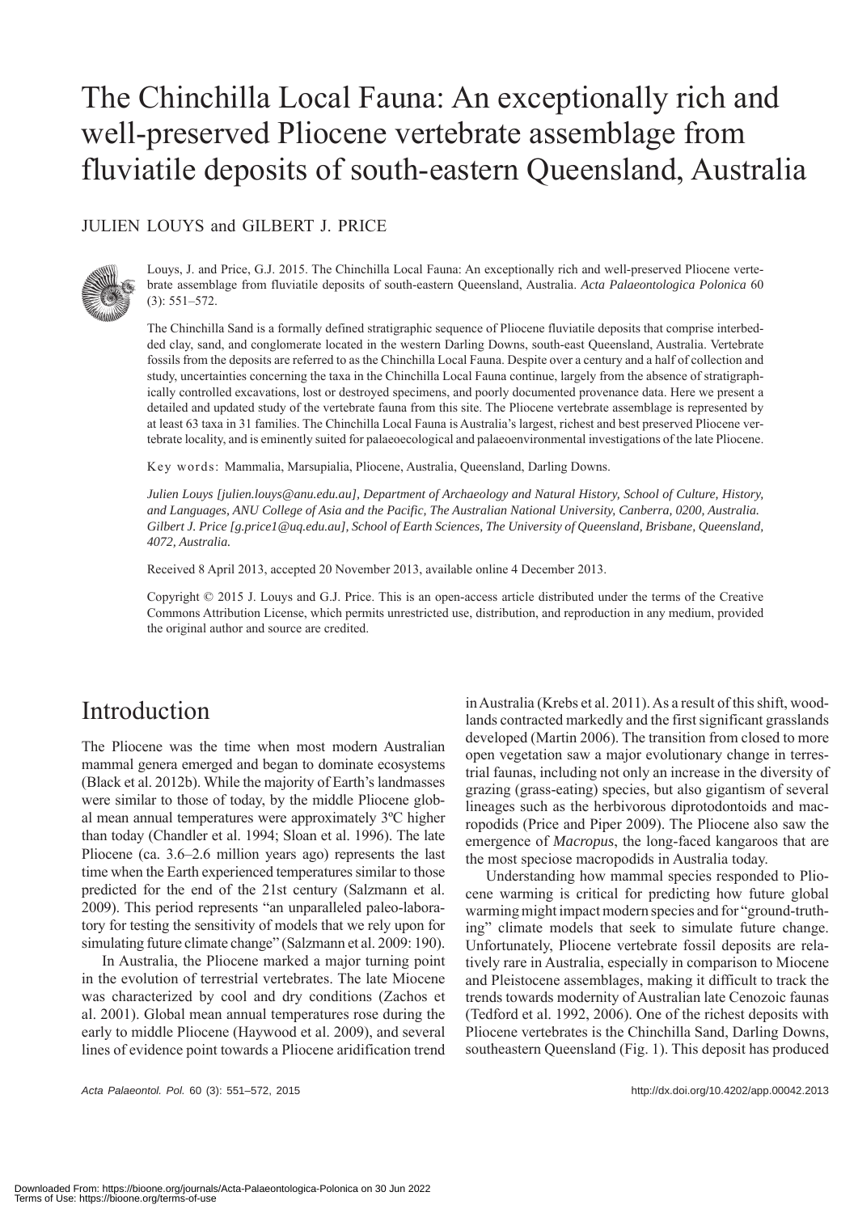# The Chinchilla Local Fauna: An exceptionally rich and well-preserved Pliocene vertebrate assemblage from fluviatile deposits of south-eastern Queensland, Australia

JULIEN LOUYS and GILBERT J. PRICE

Louys, J. and Price, G.J. 2015. The Chinchilla Local Fauna: An exceptionally rich and well-preserved Pliocene vertebrate assemblage from fluviatile deposits of south-eastern Queensland, Australia. *Acta Palaeontologica Polonica* 60 (3): 551–572.

The Chinchilla Sand is a formally defined stratigraphic sequence of Pliocene fluviatile deposits that comprise interbedded clay, sand, and conglomerate located in the western Darling Downs, south-east Queensland, Australia. Vertebrate fossils from the deposits are referred to as the Chinchilla Local Fauna. Despite over a century and a half of collection and study, uncertainties concerning the taxa in the Chinchilla Local Fauna continue, largely from the absence of stratigraphically controlled excavations, lost or destroyed specimens, and poorly documented provenance data. Here we present a detailed and updated study of the vertebrate fauna from this site. The Pliocene vertebrate assemblage is represented by at least 63 taxa in 31 families. The Chinchilla Local Fauna is Australia's largest, richest and best preserved Pliocene vertebrate locality, and is eminently suited for palaeoecological and palaeoenvironmental investigations of the late Pliocene.

Key words: Mammalia, Marsupialia, Pliocene, Australia, Queensland, Darling Downs.

*Julien Louys [julien.louys@anu.edu.au], Department of Archaeology and Natural History, School of Culture, History, and Languages, ANU College of Asia and the Pacific, The Australian National University, Canberra, 0200, Australia.*
*Gilbert J. Price [g.price1@uq.edu.au], School of Earth Sciences, The University of Queensland, Brisbane, Queensland, 4072, Australia.*

Received 8 April 2013, accepted 20 November 2013, available online 4 December 2013.

Copyright © 2015 J. Louys and G.J. Price. This is an open-access article distributed under the terms of the Creative Commons Attribution License, which permits unrestricted use, distribution, and reproduction in any medium, provided the original author and source are credited.

## Introduction

The Pliocene was the time when most modern Australian mammal genera emerged and began to dominate ecosystems (Black et al. 2012b). While the majority of Earth's landmasses were similar to those of today, by the middle Pliocene global mean annual temperatures were approximately 3ºC higher than today (Chandler et al. 1994; Sloan et al. 1996). The late Pliocene (ca. 3.6–2.6 million years ago) represents the last time when the Earth experienced temperatures similar to those predicted for the end of the 21st century (Salzmann et al. 2009). This period represents "an unparalleled paleo-laboratory for testing the sensitivity of models that we rely upon for simulating future climate change" (Salzmann et al. 2009: 190).

In Australia, the Pliocene marked a major turning point in the evolution of terrestrial vertebrates. The late Miocene was characterized by cool and dry conditions (Zachos et al. 2001). Global mean annual temperatures rose during the early to middle Pliocene (Haywood et al. 2009), and several lines of evidence point towards a Pliocene aridification trend in Australia (Krebs et al. 2011). As a result of this shift, woodlands contracted markedly and the first significant grasslands developed (Martin 2006). The transition from closed to more open vegetation saw a major evolutionary change in terrestrial faunas, including not only an increase in the diversity of grazing (grass-eating) species, but also gigantism of several lineages such as the herbivorous diprotodontoids and macropodids (Price and Piper 2009). The Pliocene also saw the emergence of *Macropus*, the long-faced kangaroos that are the most speciose macropodids in Australia today.

Understanding how mammal species responded to Pliocene warming might be critical for predicting how future global warming might impact modern species and for "ground-truthing" climate models that seek to simulate future change. Unfortunately, Pliocene vertebrate fossil deposits are relatively rare in Australia, especially in comparison to Miocene and Pleistocene assemblages, making it difficult to track the trends towards modernity of Australian late Cenozoic faunas (Tedford et al. 1992, 2006). One of the richest deposits with Pliocene vertebrates is the Chinchilla Sand, Darling Downs, southeastern Queensland (Fig. 1). This deposit has produced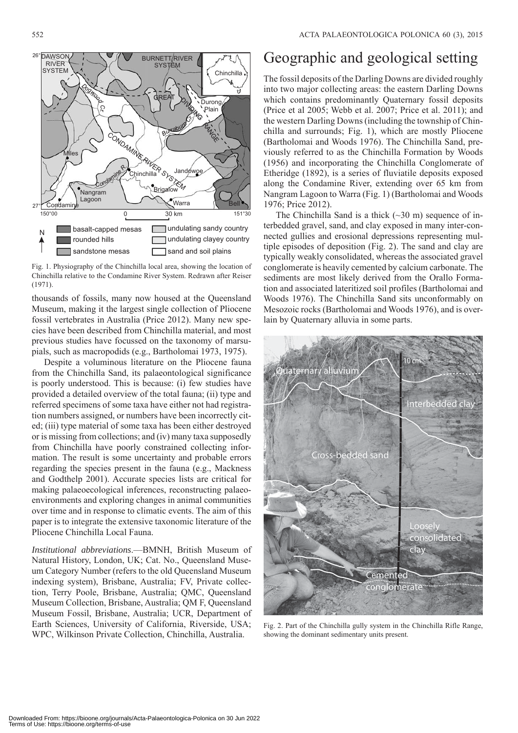Fig. 1. Physiography of the Chinchilla local area, showing the location of Chinchilla relative to the Condamine River System. Redrawn after Reiser (1971).

thousands of fossils, many now housed at the Queensland Museum, making it the largest single collection of Pliocene fossil vertebrates in Australia (Price 2012). Many new species have been described from Chinchilla material, and most previous studies have focussed on the taxonomy of marsupials, such as macropodids (e.g., Bartholomai 1973, 1975).

Despite a voluminous literature on the Pliocene fauna from the Chinchilla Sand, its palaeontological significance is poorly understood. This is because: (i) few studies have provided a detailed overview of the total fauna; (ii) type and referred specimens of some taxa have either not had registration numbers assigned, or numbers have been incorrectly cited; (iii) type material of some taxa has been either destroyed or is missing from collections; and (iv) many taxa supposedly from Chinchilla have poorly constrained collecting information. The result is some uncertainty and probable errors regarding the species present in the fauna (e.g., Mackness and Godthelp 2001). Accurate species lists are critical for making palaeoecological inferences, reconstructing palaeoenvironments and exploring changes in animal communities over time and in response to climatic events. The aim of this paper is to integrate the extensive taxonomic literature of the Pliocene Chinchilla Local Fauna.

*Institutional abbreviations*.—BMNH, British Museum of Natural History, London, UK; Cat. No., Queensland Museum Category Number (refers to the old Queensland Museum indexing system), Brisbane, Australia; FV, Private collection, Terry Poole, Brisbane, Australia; QMC, Queensland Museum Collection, Brisbane, Australia; QM F, Queensland Museum Fossil, Brisbane, Australia; UCR, Department of Earth Sciences, University of California, Riverside, USA; WPC, Wilkinson Private Collection, Chinchilla, Australia.

# Geographic and geological setting

The fossil deposits of the Darling Downs are divided roughly into two major collecting areas: the eastern Darling Downs which contains predominantly Quaternary fossil deposits (Price et al 2005; Webb et al. 2007; Price et al. 2011); and the western Darling Downs (including the township of Chinchilla and surrounds; Fig. 1), which are mostly Pliocene (Bartholomai and Woods 1976). The Chinchilla Sand, previously referred to as the Chinchilla Formation by Woods (1956) and incorporating the Chinchilla Conglomerate of Etheridge (1892), is a series of fluviatile deposits exposed along the Condamine River, extending over 65 km from Nangram Lagoon to Warra (Fig. 1) (Bartholomai and Woods 1976; Price 2012).

The Chinchilla Sand is a thick (~30 m) sequence of interbedded gravel, sand, and clay exposed in many inter-connected gullies and erosional depressions representing multiple episodes of deposition (Fig. 2). The sand and clay are typically weakly consolidated, whereas the associated gravel conglomerate is heavily cemented by calcium carbonate. The sediments are most likely derived from the Orallo Formation and associated lateritized soil profiles (Bartholomai and Woods 1976). The Chinchilla Sand sits unconformably on Mesozoic rocks (Bartholomai and Woods 1976), and is overlain by Quaternary alluvia in some parts.

Fig. 2. Part of the Chinchilla gully system in the Chinchilla Rifle Range, showing the dominant sedimentary units present.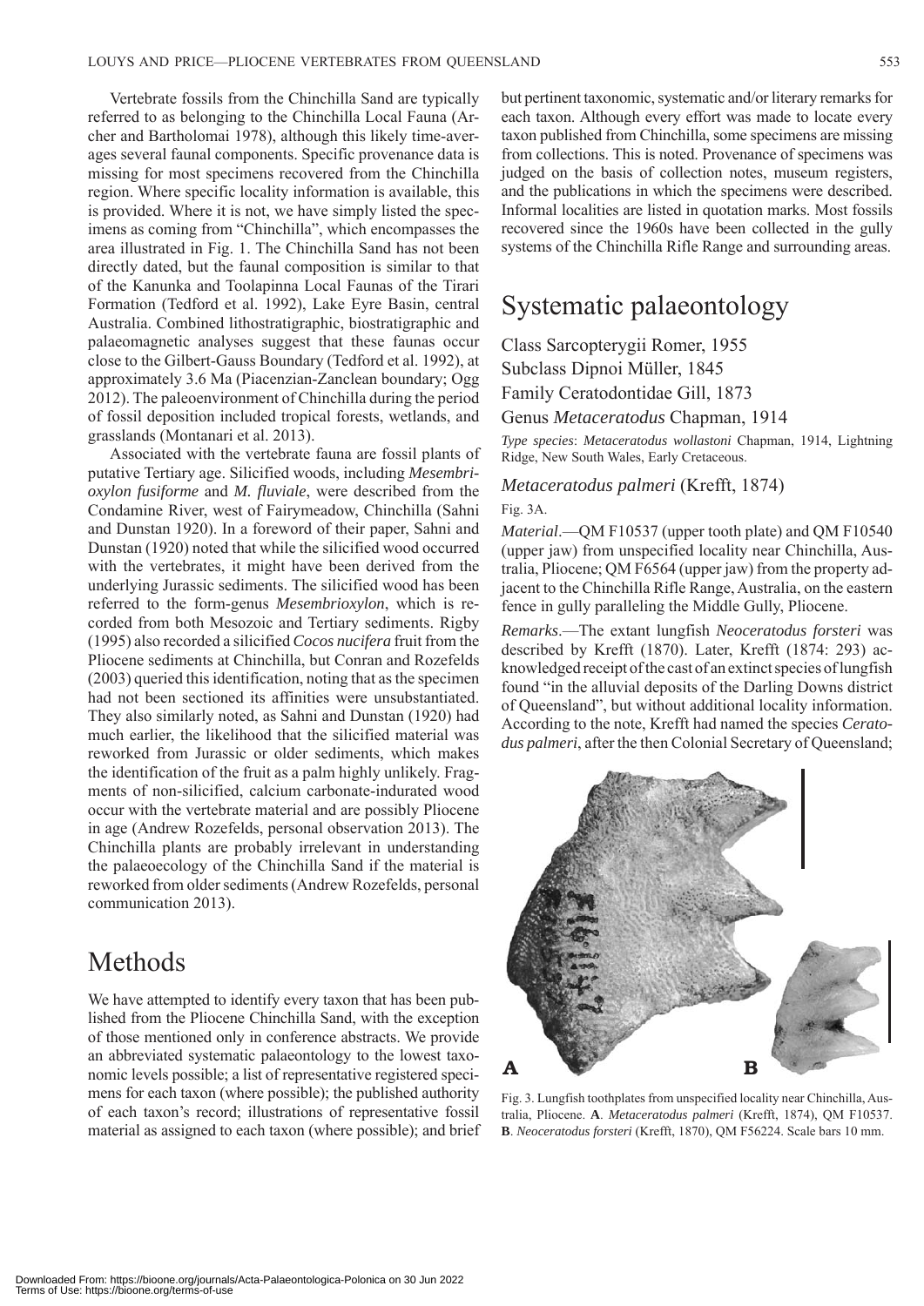Vertebrate fossils from the Chinchilla Sand are typically referred to as belonging to the Chinchilla Local Fauna (Archer and Bartholomai 1978), although this likely time-averages several faunal components. Specific provenance data is missing for most specimens recovered from the Chinchilla region. Where specific locality information is available, this is provided. Where it is not, we have simply listed the specimens as coming from "Chinchilla", which encompasses the area illustrated in Fig. 1. The Chinchilla Sand has not been directly dated, but the faunal composition is similar to that of the Kanunka and Toolapinna Local Faunas of the Tirari Formation (Tedford et al. 1992), Lake Eyre Basin, central Australia. Combined lithostratigraphic, biostratigraphic and palaeomagnetic analyses suggest that these faunas occur close to the Gilbert-Gauss Boundary (Tedford et al. 1992), at approximately 3.6 Ma (Piacenzian-Zanclean boundary; Ogg 2012). The paleoenvironment of Chinchilla during the period of fossil deposition included tropical forests, wetlands, and grasslands (Montanari et al. 2013).

Associated with the vertebrate fauna are fossil plants of putative Tertiary age. Silicified woods, including *Mesembrioxylon fusiforme* and *M. fluviale*, were described from the Condamine River, west of Fairymeadow, Chinchilla (Sahni and Dunstan 1920). In a foreword of their paper, Sahni and Dunstan (1920) noted that while the silicified wood occurred with the vertebrates, it might have been derived from the underlying Jurassic sediments. The silicified wood has been referred to the form-genus *Mesembrioxylon*, which is recorded from both Mesozoic and Tertiary sediments. Rigby (1995) also recorded a silicified *Cocos nucifera* fruit from the Pliocene sediments at Chinchilla, but Conran and Rozefelds (2003) queried this identification, noting that as the specimen had not been sectioned its affinities were unsubstantiated. They also similarly noted, as Sahni and Dunstan (1920) had much earlier, the likelihood that the silicified material was reworked from Jurassic or older sediments, which makes the identification of the fruit as a palm highly unlikely. Fragments of non-silicified, calcium carbonate-indurated wood occur with the vertebrate material and are possibly Pliocene in age (Andrew Rozefelds, personal observation 2013). The Chinchilla plants are probably irrelevant in understanding the palaeoecology of the Chinchilla Sand if the material is reworked from older sediments (Andrew Rozefelds, personal communication 2013).

# Methods

We have attempted to identify every taxon that has been published from the Pliocene Chinchilla Sand, with the exception of those mentioned only in conference abstracts. We provide an abbreviated systematic palaeontology to the lowest taxonomic levels possible; a list of representative registered specimens for each taxon (where possible); the published authority of each taxon's record; illustrations of representative fossil material as assigned to each taxon (where possible); and brief but pertinent taxonomic, systematic and/or literary remarks for each taxon. Although every effort was made to locate every taxon published from Chinchilla, some specimens are missing from collections. This is noted. Provenance of specimens was judged on the basis of collection notes, museum registers, and the publications in which the specimens were described. Informal localities are listed in quotation marks. Most fossils recovered since the 1960s have been collected in the gully systems of the Chinchilla Rifle Range and surrounding areas.

# Systematic palaeontology

Class Sarcopterygii Romer, 1955

Subclass Dipnoi Müller, 1845

Family Ceratodontidae Gill, 1873

Genus *Metaceratodus* Chapman, 1914

*Type species*: *Metaceratodus wollastoni* Chapman, 1914, Lightning Ridge, New South Wales, Early Cretaceous.

### *Metaceratodus palmeri* (Krefft, 1874)

Fig. 3A.

*Material*.—QM F10537 (upper tooth plate) and QM F10540 (upper jaw) from unspecified locality near Chinchilla, Australia, Pliocene; QM F6564 (upper jaw) from the property adjacent to the Chinchilla Rifle Range, Australia, on the eastern fence in gully paralleling the Middle Gully, Pliocene.

*Remarks*.—The extant lungfish *Neoceratodus forsteri* was described by Krefft (1870). Later, Krefft (1874: 293) acknowledged receipt of the cast of an extinct species of lungfish found "in the alluvial deposits of the Darling Downs district of Queensland", but without additional locality information. According to the note, Krefft had named the species *Ceratodus palmeri*, after the then Colonial Secretary of Queensland;

Fig. 3. Lungfish toothplates from unspecified locality near Chinchilla, Australia, Pliocene. **A**. *Metaceratodus palmeri* (Krefft, 1874), QM F10537. **B**. *Neoceratodus forsteri* (Krefft, 1870), QM F56224. Scale bars 10 mm.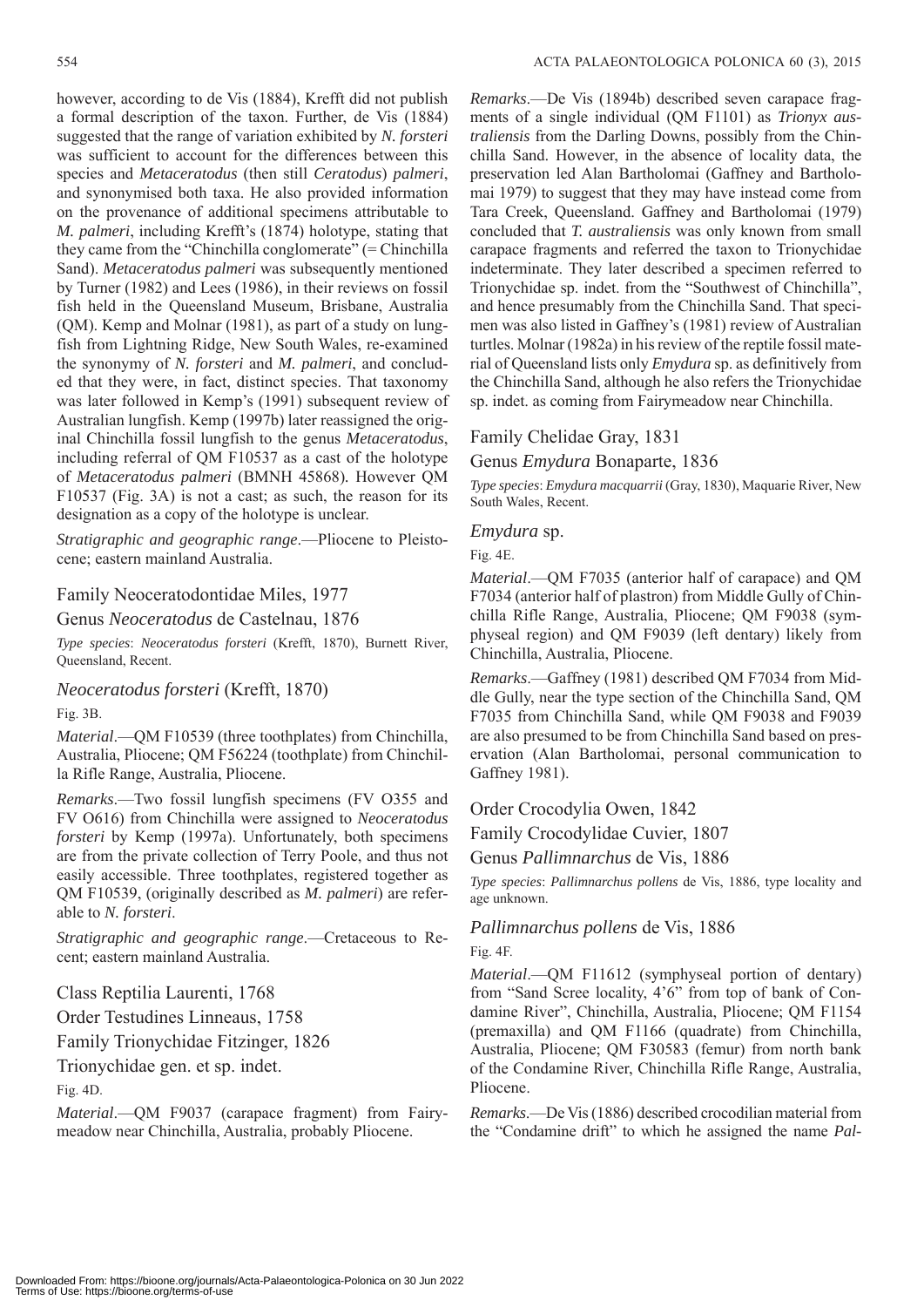however, according to de Vis (1884), Krefft did not publish a formal description of the taxon. Further, de Vis (1884) suggested that the range of variation exhibited by *N. forsteri* was sufficient to account for the differences between this species and *Metaceratodus* (then still *Ceratodus*) *palmeri*, and synonymised both taxa. He also provided information on the provenance of additional specimens attributable to *M. palmeri*, including Krefft's (1874) holotype, stating that they came from the "Chinchilla conglomerate" (= Chinchilla Sand). *Metaceratodus palmeri* was subsequently mentioned by Turner (1982) and Lees (1986), in their reviews on fossil fish held in the Queensland Museum, Brisbane, Australia (QM). Kemp and Molnar (1981), as part of a study on lungfish from Lightning Ridge, New South Wales, re-examined the synonymy of *N. forsteri* and *M. palmeri*, and concluded that they were, in fact, distinct species. That taxonomy was later followed in Kemp's (1991) subsequent review of Australian lungfish. Kemp (1997b) later reassigned the original Chinchilla fossil lungfish to the genus *Metaceratodus*, including referral of QM F10537 as a cast of the holotype of *Metaceratodus palmeri* (BMNH 45868). However QM F10537 (Fig. 3A) is not a cast; as such, the reason for its designation as a copy of the holotype is unclear.

*Stratigraphic and geographic range*.—Pliocene to Pleistocene; eastern mainland Australia.

## Family Neoceratodontidae Miles, 1977

### Genus *Neoceratodus* de Castelnau, 1876

*Type species*: *Neoceratodus forsteri* (Krefft, 1870), Burnett River, Queensland, Recent.

### *Neoceratodus forsteri* (Krefft, 1870)

Fig. 3B.

*Material*.—QM F10539 (three toothplates) from Chinchilla, Australia, Pliocene; QM F56224 (toothplate) from Chinchilla Rifle Range, Australia, Pliocene.

*Remarks*.—Two fossil lungfish specimens (FV O355 and FV O616) from Chinchilla were assigned to *Neoceratodus forsteri* by Kemp (1997a). Unfortunately, both specimens are from the private collection of Terry Poole, and thus not easily accessible. Three toothplates, registered together as QM F10539, (originally described as *M. palmeri*) are referable to *N. forsteri*.

*Stratigraphic and geographic range*.—Cretaceous to Recent; eastern mainland Australia.

## Class Reptilia Laurenti, 1768

## Order Testudines Linneaus, 1758

## Family Trionychidae Fitzinger, 1826

### Trionychidae gen. et sp. indet.

Fig. 4D.

*Material*.—QM F9037 (carapace fragment) from Fairymeadow near Chinchilla, Australia, probably Pliocene.

*Remarks*.—De Vis (1894b) described seven carapace fragments of a single individual (QM F1101) as *Trionyx australiensis* from the Darling Downs, possibly from the Chinchilla Sand. However, in the absence of locality data, the preservation led Alan Bartholomai (Gaffney and Bartholomai 1979) to suggest that they may have instead come from Tara Creek, Queensland. Gaffney and Bartholomai (1979) concluded that *T. australiensis* was only known from small carapace fragments and referred the taxon to Trionychidae indeterminate. They later described a specimen referred to Trionychidae sp. indet. from the "Southwest of Chinchilla", and hence presumably from the Chinchilla Sand. That specimen was also listed in Gaffney's (1981) review of Australian turtles. Molnar (1982a) in his review of the reptile fossil material of Queensland lists only *Emydura* sp. as definitively from the Chinchilla Sand, although he also refers the Trionychidae sp. indet. as coming from Fairymeadow near Chinchilla.

## Family Chelidae Gray, 1831

### Genus *Emydura* Bonaparte, 1836

*Type species*: *Emydura macquarrii* (Gray, 1830), Maquarie River, New South Wales, Recent.

### *Emydura* sp.

Fig. 4E.

*Material*.—QM F7035 (anterior half of carapace) and QM F7034 (anterior half of plastron) from Middle Gully of Chinchilla Rifle Range, Australia, Pliocene; QM F9038 (symphyseal region) and QM F9039 (left dentary) likely from Chinchilla, Australia, Pliocene.

*Remarks*.—Gaffney (1981) described QM F7034 from Middle Gully, near the type section of the Chinchilla Sand, QM F7035 from Chinchilla Sand, while QM F9038 and F9039 are also presumed to be from Chinchilla Sand based on preservation (Alan Bartholomai, personal communication to Gaffney 1981).

## Order Crocodylia Owen, 1842

## Family Crocodylidae Cuvier, 1807

### Genus *Pallimnarchus* de Vis, 1886

*Type species*: *Pallimnarchus pollens* de Vis, 1886, type locality and age unknown.

### *Pallimnarchus pollens* de Vis, 1886

Fig. 4F.

*Material*.—QM F11612 (symphyseal portion of dentary) from "Sand Scree locality, 4'6" from top of bank of Condamine River", Chinchilla, Australia, Pliocene; QM F1154 (premaxilla) and QM F1166 (quadrate) from Chinchilla, Australia, Pliocene; QM F30583 (femur) from north bank of the Condamine River, Chinchilla Rifle Range, Australia, Pliocene.

*Remarks*.—De Vis (1886) described crocodilian material from the "Condamine drift" to which he assigned the name *Pal-*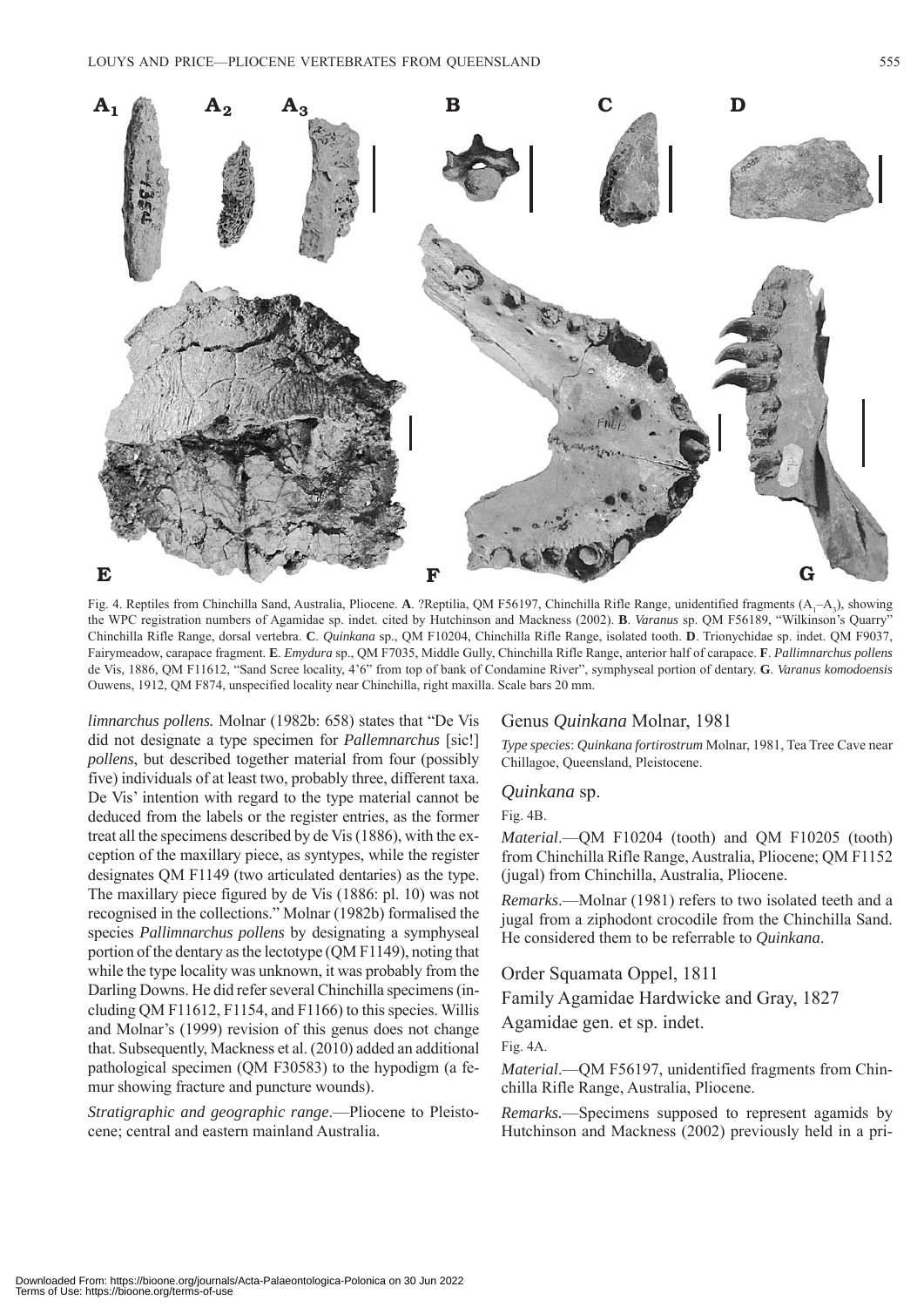Fig. 4. Reptiles from Chinchilla Sand, Australia, Pliocene. **A**. ?Reptilia, QM F56197, Chinchilla Rifle Range, unidentified fragments ($A_1$–$A_3$), showing the WPC registration numbers of Agamidae sp. indet. cited by Hutchinson and Mackness (2002). **B**. *Varanus* sp. QM F56189, "Wilkinson's Quarry" Chinchilla Rifle Range, dorsal vertebra. **C**. *Quinkana* sp., QM F10204, Chinchilla Rifle Range, isolated tooth. **D**. Trionychidae sp. indet. QM F9037, Fairymeadow, carapace fragment. **E**. *Emydura* sp., QM F7035, Middle Gully, Chinchilla Rifle Range, anterior half of carapace. **F**. *Pallimnarchus pollens* de Vis, 1886, QM F11612, "Sand Scree locality, 4'6" from top of bank of Condamine River", symphyseal portion of dentary. **G**. *Varanus komodoensis* Ouwens, 1912, QM F874, unspecified locality near Chinchilla, right maxilla. Scale bars 20 mm.

*limnarchus pollens.* Molnar (1982b: 658) states that "De Vis did not designate a type specimen for *Pallemnarchus* [sic!] *pollens*, but described together material from four (possibly five) individuals of at least two, probably three, different taxa. De Vis' intention with regard to the type material cannot be deduced from the labels or the register entries, as the former treat all the specimens described by de Vis (1886), with the exception of the maxillary piece, as syntypes, while the register designates QM F1149 (two articulated dentaries) as the type. The maxillary piece figured by de Vis (1886: pl. 10) was not recognised in the collections." Molnar (1982b) formalised the species *Pallimnarchus pollens* by designating a symphyseal portion of the dentary as the lectotype (QM F1149), noting that while the type locality was unknown, it was probably from the Darling Downs. He did refer several Chinchilla specimens (including QM F11612, F1154, and F1166) to this species. Willis and Molnar's (1999) revision of this genus does not change that. Subsequently, Mackness et al. (2010) added an additional pathological specimen (QM F30583) to the hypodigm (a femur showing fracture and puncture wounds).

*Stratigraphic and geographic range*.—Pliocene to Pleistocene; central and eastern mainland Australia.

## Genus *Quinkana* Molnar, 1981

*Type species*: *Quinkana fortirostrum* Molnar, 1981, Tea Tree Cave near Chillagoe, Queensland, Pleistocene.

### *Quinkana* sp.

Fig. 4B.

*Material*.—QM F10204 (tooth) and QM F10205 (tooth) from Chinchilla Rifle Range, Australia, Pliocene; QM F1152 (jugal) from Chinchilla, Australia, Pliocene.

*Remarks*.—Molnar (1981) refers to two isolated teeth and a jugal from a ziphodont crocodile from the Chinchilla Sand. He considered them to be referrable to *Quinkana*.

## Order Squamata Oppel, 1811

## Family Agamidae Hardwicke and Gray, 1827

### Agamidae gen. et sp. indet.

Fig. 4A.

*Material*.—QM F56197, unidentified fragments from Chinchilla Rifle Range, Australia, Pliocene.

*Remarks.*—Specimens supposed to represent agamids by Hutchinson and Mackness (2002) previously held in a pri-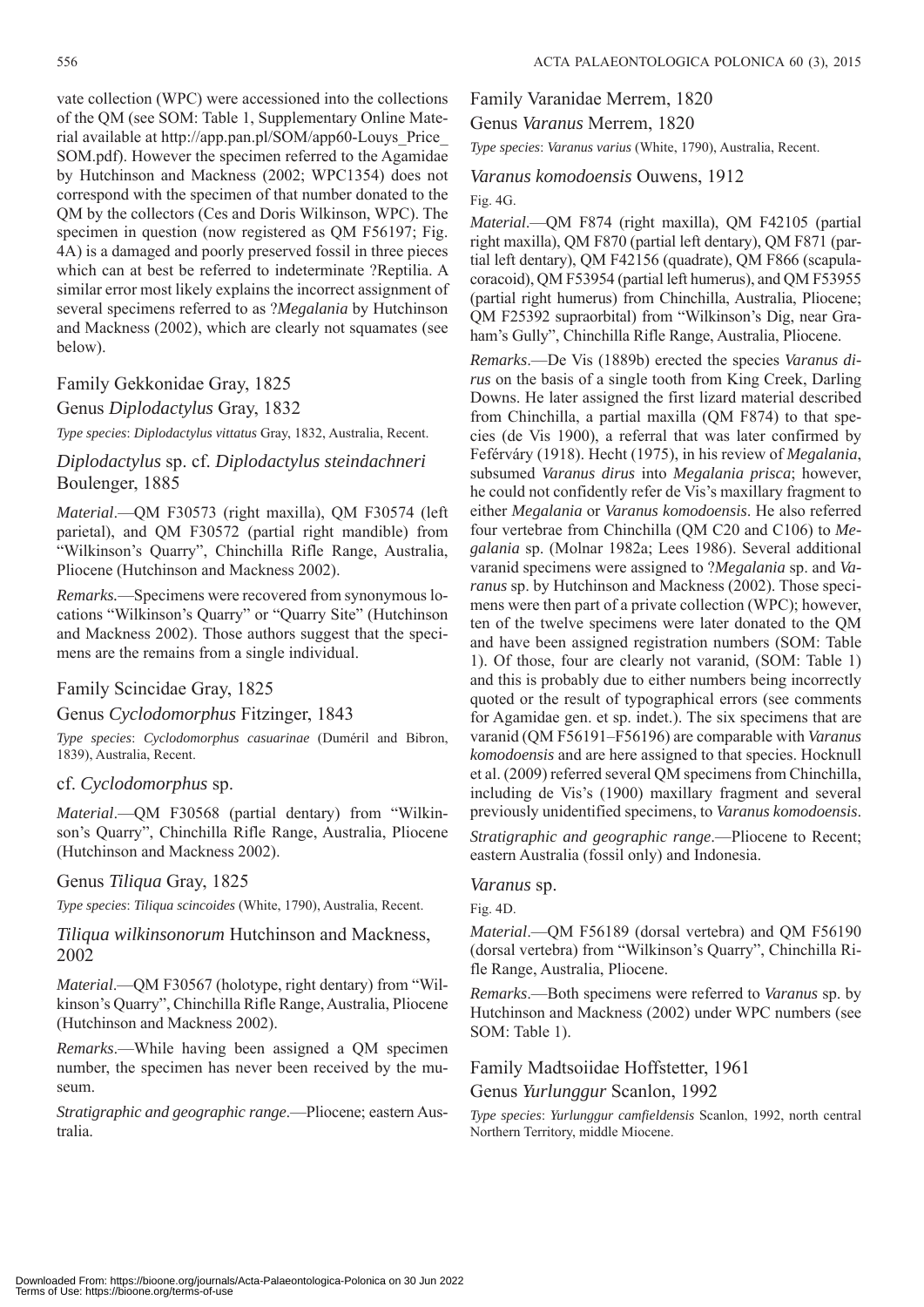vate collection (WPC) were accessioned into the collections of the QM (see SOM: Table 1, Supplementary Online Material available at http://app.pan.pl/SOM/app60-Louys_Price_SOM.pdf). However the specimen referred to the Agamidae by Hutchinson and Mackness (2002; WPC1354) does not correspond with the specimen of that number donated to the QM by the collectors (Ces and Doris Wilkinson, WPC). The specimen in question (now registered as QM F56197; Fig. 4A) is a damaged and poorly preserved fossil in three pieces which can at best be referred to indeterminate ?Reptilia. A similar error most likely explains the incorrect assignment of several specimens referred to as ?*Megalania* by Hutchinson and Mackness (2002), which are clearly not squamates (see below).

## Family Gekkonidae Gray, 1825

## Genus *Diplodactylus* Gray, 1832

*Type species*: *Diplodactylus vittatus* Gray, 1832, Australia, Recent.

### *Diplodactylus* sp. cf. *Diplodactylus steindachneri* Boulenger, 1885

*Material*.—QM F30573 (right maxilla), QM F30574 (left parietal), and QM F30572 (partial right mandible) from "Wilkinson's Quarry", Chinchilla Rifle Range, Australia, Pliocene (Hutchinson and Mackness 2002).

*Remarks.*—Specimens were recovered from synonymous locations "Wilkinson's Quarry" or "Quarry Site" (Hutchinson and Mackness 2002). Those authors suggest that the specimens are the remains from a single individual.

## Family Scincidae Gray, 1825

## Genus *Cyclodomorphus* Fitzinger, 1843

*Type species*: *Cyclodomorphus casuarinae* (Duméril and Bibron, 1839), Australia, Recent.

### cf. *Cyclodomorphus* sp.

*Material*.—QM F30568 (partial dentary) from "Wilkinson's Quarry", Chinchilla Rifle Range, Australia, Pliocene (Hutchinson and Mackness 2002).

## Genus *Tiliqua* Gray, 1825

*Type species*: *Tiliqua scincoides* (White, 1790), Australia, Recent.

### *Tiliqua wilkinsonorum* Hutchinson and Mackness, 2002

*Material*.—QM F30567 (holotype, right dentary) from "Wilkinson's Quarry", Chinchilla Rifle Range, Australia, Pliocene (Hutchinson and Mackness 2002).

*Remarks*.—While having been assigned a QM specimen number, the specimen has never been received by the museum.

*Stratigraphic and geographic range*.—Pliocene; eastern Australia.

## Family Varanidae Merrem, 1820

## Genus *Varanus* Merrem, 1820

*Type species*: *Varanus varius* (White, 1790), Australia, Recent.

### *Varanus komodoensis* Ouwens, 1912

Fig. 4G.

*Material*.—QM F874 (right maxilla), QM F42105 (partial right maxilla), QM F870 (partial left dentary), QM F871 (partial left dentary), QM F42156 (quadrate), QM F866 (scapulacoracoid), QM F53954 (partial left humerus), and QM F53955 (partial right humerus) from Chinchilla, Australia, Pliocene; QM F25392 supraorbital) from "Wilkinson's Dig, near Graham's Gully", Chinchilla Rifle Range, Australia, Pliocene.

*Remarks*.—De Vis (1889b) erected the species *Varanus dirus* on the basis of a single tooth from King Creek, Darling Downs. He later assigned the first lizard material described from Chinchilla, a partial maxilla (QM F874) to that species (de Vis 1900), a referral that was later confirmed by Fefērváry (1918). Hecht (1975), in his review of *Megalania*, subsumed *Varanus dirus* into *Megalania prisca*; however, he could not confidently refer de Vis's maxillary fragment to either *Megalania* or *Varanus komodoensis*. He also referred four vertebrae from Chinchilla (QM C20 and C106) to *Megalania* sp. (Molnar 1982a; Lees 1986). Several additional varanid specimens were assigned to ?*Megalania* sp. and *Varanus* sp. by Hutchinson and Mackness (2002). Those specimens were then part of a private collection (WPC); however, ten of the twelve specimens were later donated to the QM and have been assigned registration numbers (SOM: Table 1). Of those, four are clearly not varanid, (SOM: Table 1) and this is probably due to either numbers being incorrectly quoted or the result of typographical errors (see comments for Agamidae gen. et sp. indet.). The six specimens that are varanid (QM F56191–F56196) are comparable with *Varanus komodoensis* and are here assigned to that species. Hocknull et al. (2009) referred several QM specimens from Chinchilla, including de Vis's (1900) maxillary fragment and several previously unidentified specimens, to *Varanus komodoensis*.

*Stratigraphic and geographic range*.—Pliocene to Recent; eastern Australia (fossil only) and Indonesia.

### *Varanus* sp.

Fig. 4D.

*Material*.—QM F56189 (dorsal vertebra) and QM F56190 (dorsal vertebra) from "Wilkinson's Quarry", Chinchilla Rifle Range, Australia, Pliocene.

*Remarks*.—Both specimens were referred to *Varanus* sp. by Hutchinson and Mackness (2002) under WPC numbers (see SOM: Table 1).

## Family Madtsoiidae Hoffstetter, 1961

## Genus *Yurlunggur* Scanlon, 1992

*Type species*: *Yurlunggur camfieldensis* Scanlon, 1992, north central Northern Territory, middle Miocene.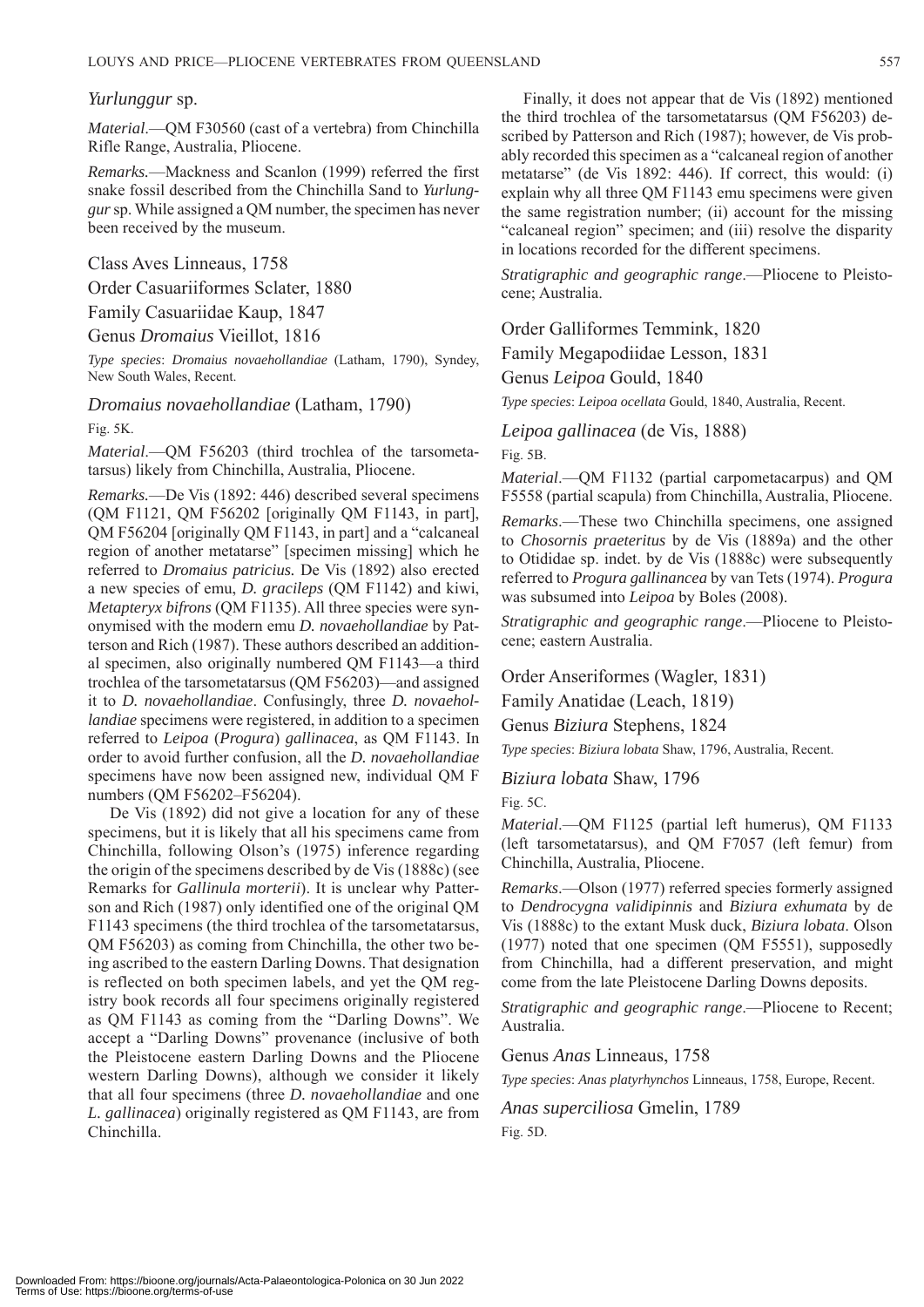*Yurlunggur* sp.

*Material*.—QM F30560 (cast of a vertebra) from Chinchilla Rifle Range, Australia, Pliocene.

*Remarks.*—Mackness and Scanlon (1999) referred the first snake fossil described from the Chinchilla Sand to *Yurlunggur* sp. While assigned a QM number, the specimen has never been received by the museum.

Class Aves Linneaus, 1758

Order Casuariiformes Sclater, 1880

Family Casuariidae Kaup, 1847

Genus *Dromaius* Vieillot, 1816

*Type species*: *Dromaius novaehollandiae* (Latham, 1790), Syndey, New South Wales, Recent.

*Dromaius novaehollandiae* (Latham, 1790)

Fig. 5K.

*Material*.—QM F56203 (third trochlea of the tarsometatarsus) likely from Chinchilla, Australia, Pliocene.

*Remarks.*—De Vis (1892: 446) described several specimens (QM F1121, QM F56202 [originally QM F1143, in part], QM F56204 [originally QM F1143, in part] and a "calcaneal region of another metatarse" [specimen missing] which he referred to *Dromaius patricius.* De Vis (1892) also erected a new species of emu, *D. graciileps* (QM F1142) and kiwi, *Metapteryx bifrons* (QM F1135). All three species were synonymised with the modern emu *D. novaehollandiae* by Patterson and Rich (1987). These authors described an additional specimen, also originally numbered QM F1143—a third trochlea of the tarsometatarsus (QM F56203)—and assigned it to *D. novaehollandiae*. Confusingly, three *D. novaehollandiae* specimens were registered, in addition to a specimen referred to *Leipoa* (*Progura*) *gallinacea*, as QM F1143. In order to avoid further confusion, all the *D. novaehollandiae* specimens have now been assigned new, individual QM F numbers (QM F56202–F56204).

De Vis (1892) did not give a location for any of these specimens, but it is likely that all his specimens came from Chinchilla, following Olson's (1975) inference regarding the origin of the specimens described by de Vis (1888c) (see Remarks for *Gallinula morterii*). It is unclear why Patterson and Rich (1987) only identified one of the original QM F1143 specimens (the third trochlea of the tarsometatarsus, QM F56203) as coming from Chinchilla, the other two being ascribed to the eastern Darling Downs. That designation is reflected on both specimen labels, and yet the QM registry book records all four specimens originally registered as QM F1143 as coming from the "Darling Downs". We accept a "Darling Downs" provenance (inclusive of both the Pleistocene eastern Darling Downs and the Pliocene western Darling Downs), although we consider it likely that all four specimens (three *D. novaehollandiae* and one *L. gallinacea*) originally registered as QM F1143, are from Chinchilla.

Finally, it does not appear that de Vis (1892) mentioned the third trochlea of the tarsometatarsus (QM F56203) described by Patterson and Rich (1987); however, de Vis probably recorded this specimen as a "calcaneal region of another metatarse" (de Vis 1892: 446). If correct, this would: (i) explain why all three QM F1143 emu specimens were given the same registration number; (ii) account for the missing "calcaneal region" specimen; and (iii) resolve the disparity in locations recorded for the different specimens.

*Stratigraphic and geographic range*.—Pliocene to Pleistocene; Australia.

Order Galliformes Temmink, 1820

Family Megapodiidae Lesson, 1831

Genus *Leipoa* Gould, 1840

*Type species*: *Leipoa ocellata* Gould, 1840, Australia, Recent.

*Leipoa gallinacea* (de Vis, 1888)

Fig. 5B.

*Material*.—QM F1132 (partial carpometacarpus) and QM F5558 (partial scapula) from Chinchilla, Australia, Pliocene.

*Remarks*.—These two Chinchilla specimens, one assigned to *Chosornis praeteritus* by de Vis (1889a) and the other to Otididae sp. indet. by de Vis (1888c) were subsequently referred to *Progura gallinancea* by van Tets (1974). *Progura* was subsumed into *Leipoa* by Boles (2008).

*Stratigraphic and geographic range*.—Pliocene to Pleistocene; eastern Australia.

Order Anseriformes (Wagler, 1831)

Family Anatidae (Leach, 1819)

Genus *Biziura* Stephens, 1824

*Type species*: *Biziura lobata* Shaw, 1796, Australia, Recent.

*Biziura lobata* Shaw, 1796

Fig. 5C.

*Material*.—QM F1125 (partial left humerus), QM F1133 (left tarsometatarsus), and QM F7057 (left femur) from Chinchilla, Australia, Pliocene.

*Remarks*.—Olson (1977) referred species formerly assigned to *Dendrocygna validipinnis* and *Biziura exhumata* by de Vis (1888c) to the extant Musk duck, *Biziura lobata*. Olson (1977) noted that one specimen (QM F5551), supposedly from Chinchilla, had a different preservation, and might come from the late Pleistocene Darling Downs deposits.

*Stratigraphic and geographic range*.—Pliocene to Recent; Australia.

Genus *Anas* Linneaus, 1758

*Type species*: *Anas platyrhynchos* Linneaus, 1758, Europe, Recent.

*Anas superciliosa* Gmelin, 1789

Fig. 5D.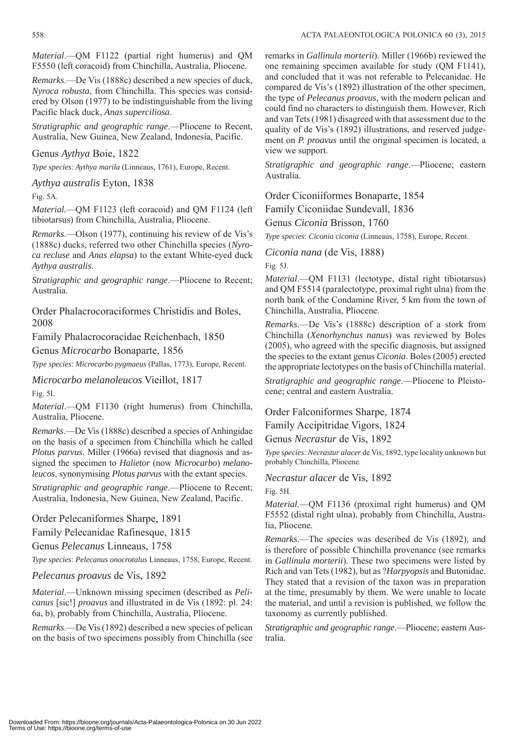*Material*.—QM F1122 (partial right humerus) and QM F5550 (left coracoid) from Chinchilla, Australia, Pliocene.

*Remarks*.—De Vis (1888c) described a new species of duck, *Nyroca robusta*, from Chinchilla. This species was considered by Olson (1977) to be indistinguishable from the living Pacific black duck, *Anas superciliosa*.

*Stratigraphic and geographic range*.—Pliocene to Recent, Australia, New Guinea, New Zealand, Indonesia, Pacific.

## Genus *Aythya* Boie, 1822

*Type species*: *Aythya marila* (Linneaus, 1761), Europe, Recent.

### *Aythya australis* Eyton, 1838

Fig. 5A.

*Material*.—QM F1123 (left coracoid) and QM F1124 (left tibiotarsus) from Chinchilla, Australia, Pliocene.

*Remarks*.—Olson (1977), continuing his review of de Vis's (1888c) ducks, referred two other Chinchilla species (*Nyroca recluse* and *Anas elapsa*) to the extant White-eyed duck *Aythya australis*.

*Stratigraphic and geographic range*.—Pliocene to Recent; Australia.

## Order Phalacrocoraciformes Christidis and Boles, 2008

## Family Phalacrocoracidae Reichenbach, 1850

## Genus *Microcarbo* Bonaparte, 1856

*Type species*: *Microcarbo pygmaeus* (Pallas, 1773), Europe, Recent.

### *Microcarbo melanoleucos* Vieillot, 1817

Fig. 5I.

*Material*.—QM F1130 (right humerus) from Chinchilla, Australia, Pliocene.

*Remarks*.—De Vis (1888c) described a species of Anhingidae on the basis of a specimen from Chinchilla which he called *Plotus parvus*. Miller (1966a) revised that diagnosis and assigned the specimen to *Halietor* (now *Microcarbo*) *melanoleucos*, synonymising *Plotus parvus* with the extant species.

*Stratigraphic and geographic range*.—Pliocene to Recent; Australia, Indonesia, New Guinea, New Zealand, Pacific.

## Order Pelecaniformes Sharpe, 1891

## Family Pelecanidae Rafinesque, 1815

## Genus *Pelecanus* Linneaus, 1758

*Type species*: *Pelecanus onocrotalus* Linneaus, 1758, Europe, Recent.

### *Pelecanus proavus* de Vis, 1892

*Material*.—Unknown missing specimen (described as *Pelicanus* [sic!] *proavus* and illustrated in de Vis (1892: pl. 24: 6a, b), probably from Chinchilla, Australia, Pliocene.

*Remarks*.—De Vis (1892) described a new species of pelican on the basis of two specimens possibly from Chinchilla (see remarks in *Gallinula morterii*). Miller (1966b) reviewed the one remaining specimen available for study (QM F1141), and concluded that it was not referable to Pelecanidae. He compared de Vis's (1892) illustration of the other specimen, the type of *Pelecanus proavus*, with the modern pelican and could find no characters to distinguish them. However, Rich and van Tets (1981) disagreed with that assessment due to the quality of de Vis's (1892) illustrations, and reserved judgement on *P. proavus* until the original specimen is located, a view we support.

*Stratigraphic and geographic range*.—Pliocene; eastern Australia.

## Order Ciconiiformes Bonaparte, 1854

## Family Ciconiidae Sundevall, 1836

## Genus *Ciconia* Brisson, 1760

*Type species*: *Ciconia ciconia* (Linneaus, 1758), Europe, Recent.

### *Ciconia nana* (de Vis, 1888)

Fig. 5J.

*Material*.—QM F1131 (lectotype, distal right tibiotarsus) and QM F5514 (paralectotype, proximal right ulna) from the north bank of the Condamine River, 5 km from the town of Chinchilla, Australia, Pliocene.

*Remarks*.—De Vis's (1888c) description of a stork from Chinchilla (*Xenorhynchus nanus*) was reviewed by Boles (2005), who agreed with the specific diagnosis, but assigned the species to the extant genus *Ciconia*. Boles (2005) erected the appropriate lectotypes on the basis of Chinchilla material.

*Stratigraphic and geographic range*.—Pliocene to Pleistocene; central and eastern Australia.

## Order Falconiformes Sharpe, 1874

## Family Accipitridae Vigors, 1824

## Genus *Necrastur* de Vis, 1892

*Type species*: *Necrastur alacer* de Vis, 1892, type locality unknown but probably Chinchilla, Pliocene.

### *Necrastur alacer* de Vis, 1892

Fig. 5H.

*Material*.—QM F1136 (proximal right humerus) and QM F5552 (distal right ulna), probably from Chinchilla, Australia, Pliocene.

*Remarks*.—The species was described de Vis (1892), and is therefore of possible Chinchilla provenance (see remarks in *Gallinula morterii*). These two specimens were listed by Rich and van Tets (1982), but as ?*Harpyopsis* and Butonidae. They stated that a revision of the taxon was in preparation at the time, presumably by them. We were unable to locate the material, and until a revision is published, we follow the taxonomy as currently published.

*Stratigraphic and geographic range*.—Pliocene; eastern Australia.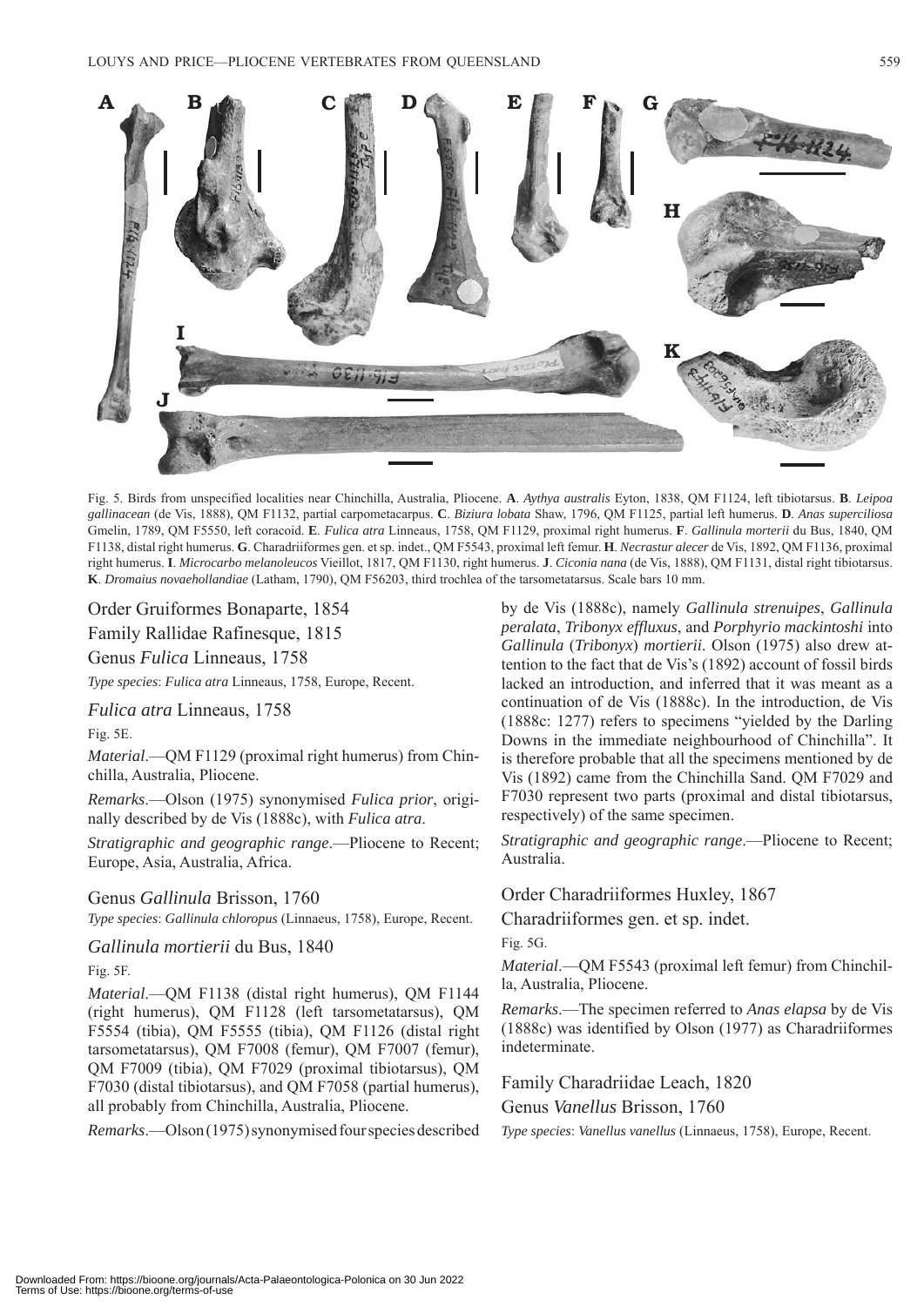Fig. 5. Birds from unspecified localities near Chinchilla, Australia, Pliocene. **A**. *Aythya australis* Eyton, 1838, QM F1124, left tibiotarsus. **B**. *Leipoa gallinacean* (de Vis, 1888), QM F1132, partial carpometacarpus. **C**. *Biziura lobata* Shaw, 1796, QM F1125, partial left humerus. **D**. *Anas superciliosa* Gmelin, 1789, QM F5550, left coracoid. **E**. *Fulica atra* Linneaus, 1758, QM F1129, proximal right humerus. **F**. *Gallinula morterii* du Bus, 1840, QM F1138, distal right humerus. **G**. Charadriiformes gen. et sp. indet., QM F5543, proximal left femur. **H**. *Necrastur alecer* de Vis, 1892, QM F1136, proximal right humerus. **I**. *Microcarbo melanoleucos* Vieillot, 1817, QM F1130, right humerus. **J**. *Ciconia nana* (de Vis, 1888), QM F1131, distal right tibiotarsus. **K**. *Dromaius novaehollandiae* (Latham, 1790), QM F56203, third trochlea of the tarsometatarsus. Scale bars 10 mm.

## Order Gruiformes Bonaparte, 1854

### Family Rallidae Rafinesque, 1815

### Genus *Fulica* Linneaus, 1758

*Type species*: *Fulica atra* Linneaus, 1758, Europe, Recent.

### *Fulica atra* Linneaus, 1758

Fig. 5E.

*Material*.—QM F1129 (proximal right humerus) from Chinchilla, Australia, Pliocene.

*Remarks*.—Olson (1975) synonymised *Fulica prior*, originally described by de Vis (1888c), with *Fulica atra*.

*Stratigraphic and geographic range*.—Pliocene to Recent; Europe, Asia, Australia, Africa.

### Genus *Gallinula* Brisson, 1760

*Type species*: *Gallinula chloropus* (Linnaeus, 1758), Europe, Recent.

### *Gallinula mortierii* du Bus, 1840

Fig. 5F.

*Material*.—QM F1138 (distal right humerus), QM F1144 (right humerus), QM F1128 (left tarsometatarsus), QM F5554 (tibia), QM F5555 (tibia), QM F1126 (distal right tarsometatarsus), QM F7008 (femur), QM F7007 (femur), QM F7009 (tibia), QM F7029 (proximal tibiotarsus), QM F7030 (distal tibiotarsus), and QM F7058 (partial humerus), all probably from Chinchilla, Australia, Pliocene.

*Remarks*.—Olson (1975) synonymised four species described by de Vis (1888c), namely *Gallinula strenuipes*, *Gallinula peralata*, *Tribonyx effluxus*, and *Porphyrio mackintoshi* into *Gallinula* (*Tribonyx*) *mortierii*. Olson (1975) also drew attention to the fact that de Vis's (1892) account of fossil birds lacked an introduction, and inferred that it was meant as a continuation of de Vis (1888c). In the introduction, de Vis (1888c: 1277) refers to specimens "yielded by the Darling Downs in the immediate neighbourhood of Chinchilla". It is therefore probable that all the specimens mentioned by de Vis (1892) came from the Chinchilla Sand. QM F7029 and F7030 represent two parts (proximal and distal tibiotarsus, respectively) of the same specimen.

*Stratigraphic and geographic range*.—Pliocene to Recent; Australia.

## Order Charadriiformes Huxley, 1867

### Charadriiformes gen. et sp. indet.

Fig. 5G.

*Material*.—QM F5543 (proximal left femur) from Chinchilla, Australia, Pliocene.

*Remarks*.—The specimen referred to *Anas elapsa* by de Vis (1888c) was identified by Olson (1977) as Charadriiformes indeterminate.

### Family Charadriidae Leach, 1820

### Genus *Vanellus* Brisson, 1760

*Type species*: *Vanellus vanellus* (Linnaeus, 1758), Europe, Recent.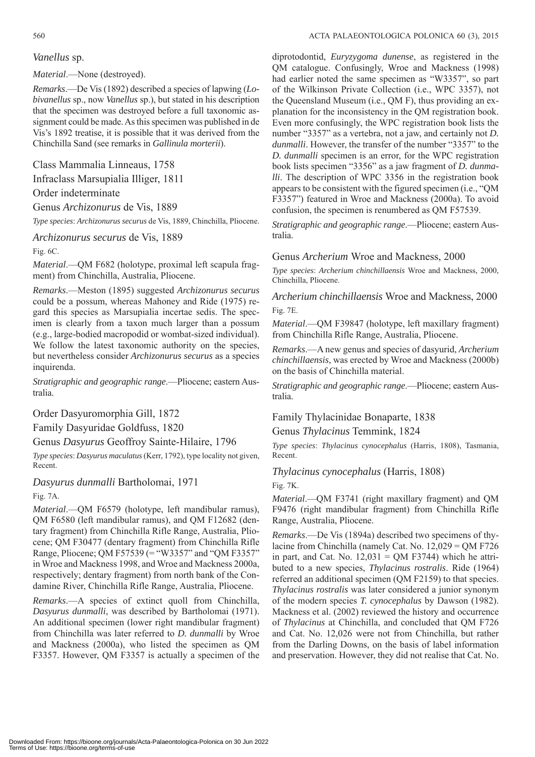*Vanellus* sp.

*Material*.—None (destroyed).

*Remarks*.—De Vis (1892) described a species of lapwing (*Lobivanellus* sp., now *Vanellus* sp.), but stated in his description that the specimen was destroyed before a full taxonomic assignment could be made. As this specimen was published in de Vis's 1892 treatise, it is possible that it was derived from the Chinchilla Sand (see remarks in *Gallinula morterii*).

Class Mammalia Linneaus, 1758

Infraclass Marsupialia Illiger, 1811

Order indeterminate

Genus *Archizonurus* de Vis, 1889

*Type species*: *Archizonurus securus* de Vis, 1889, Chinchilla, Pliocene.

*Archizonurus securus* de Vis, 1889

Fig. 6C.

*Material*.—QM F682 (holotype, proximal left scapula fragment) from Chinchilla, Australia, Pliocene.

*Remarks*.—Meston (1895) suggested *Archizonurus securus* could be a possum, whereas Mahoney and Ride (1975) regard this species as Marsupialia incertae sedis. The specimen is clearly from a taxon much larger than a possum (e.g., large-bodied macropodid or wombat-sized individual). We follow the latest taxonomic authority on the species, but nevertheless consider *Archizonurus securus* as a species inquirenda.

*Stratigraphic and geographic range*.—Pliocene; eastern Australia.

Order Dasyuromorphia Gill, 1872

Family Dasyuridae Goldfuss, 1820

Genus *Dasyurus* Geoffroy Sainte-Hilaire, 1796

*Type species*: *Dasyurus maculatus* (Kerr, 1792), type locality not given, Recent.

*Dasyurus dunmalli* Bartholomai, 1971

Fig. 7A.

*Material*.—QM F6579 (holotype, left mandibular ramus), QM F6580 (left mandibular ramus), and QM F12682 (dentary fragment) from Chinchilla Rifle Range, Australia, Pliocene; QM F30477 (dentary fragment) from Chinchilla Rifle Range, Pliocene; QM F57539 (= "W3357" and "QM F3357" in Wroe and Mackness 1998, and Wroe and Mackness 2000a, respectively; dentary fragment) from north bank of the Condamine River, Chinchilla Rifle Range, Australia, Pliocene.

*Remarks*.—A species of extinct quoll from Chinchilla, *Dasyurus dunmalli*, was described by Bartholomai (1971). An additional specimen (lower right mandibular fragment) from Chinchilla was later referred to *D. dunmalli* by Wroe and Mackness (2000a), who listed the specimen as QM F3357. However, QM F3357 is actually a specimen of the diprotodontid, *Euryzygoma dunense*, as registered in the QM catalogue. Confusingly, Wroe and Mackness (1998) had earlier noted the same specimen as "W3357", so part of the Wilkinson Private Collection (i.e., WPC 3357), not the Queensland Museum (i.e., QM F), thus providing an explanation for the inconsistency in the QM registration book. Even more confusingly, the WPC registration book lists the number "3357" as a vertebra, not a jaw, and certainly not *D. dunmalli*. However, the transfer of the number "3357" to the *D. dunmalli* specimen is an error, for the WPC registration book lists specimen "3356" as a jaw fragment of *D. dunmalli*. The description of WPC 3356 in the registration book appears to be consistent with the figured specimen (i.e., "QM F3357") featured in Wroe and Mackness (2000a). To avoid confusion, the specimen is renumbered as QM F57539.

*Stratigraphic and geographic range*.—Pliocene; eastern Australia.

Genus *Archerium* Wroe and Mackness, 2000

*Type species*: *Archerium chinchillaensis* Wroe and Mackness, 2000, Chinchilla, Pliocene.

*Archerium chinchillaensis* Wroe and Mackness, 2000

Fig. 7E.

*Material*.—QM F39847 (holotype, left maxillary fragment) from Chinchilla Rifle Range, Australia, Pliocene.

*Remarks*.—A new genus and species of dasyurid, *Archerium chinchillaensis*, was erected by Wroe and Mackness (2000b) on the basis of Chinchilla material.

*Stratigraphic and geographic range*.—Pliocene; eastern Australia.

Family Thylacinidae Bonaparte, 1838

Genus *Thylacinus* Temmink, 1824

*Type species*: *Thylacinus cynocephalus* (Harris, 1808), Tasmania, Recent.

*Thylacinus cynocephalus* (Harris, 1808)

Fig. 7K.

*Material*.—QM F3741 (right maxillary fragment) and QM F9476 (right mandibular fragment) from Chinchilla Rifle Range, Australia, Pliocene.

*Remarks*.—De Vis (1894a) described two specimens of thylacine from Chinchilla (namely Cat. No. 12,029 = QM F726 in part, and Cat. No. 12,031 = QM F3744) which he attributed to a new species, *Thylacinus rostralis*. Ride (1964) referred an additional specimen (QM F2159) to that species. *Thylacinus rostralis* was later considered a junior synonym of the modern species *T. cynocephalus* by Dawson (1982). Mackness et al. (2002) reviewed the history and occurrence of *Thylacinus* at Chinchilla, and concluded that QM F726 and Cat. No. 12,026 were not from Chinchilla, but rather from the Darling Downs, on the basis of label information and preservation. However, they did not realise that Cat. No.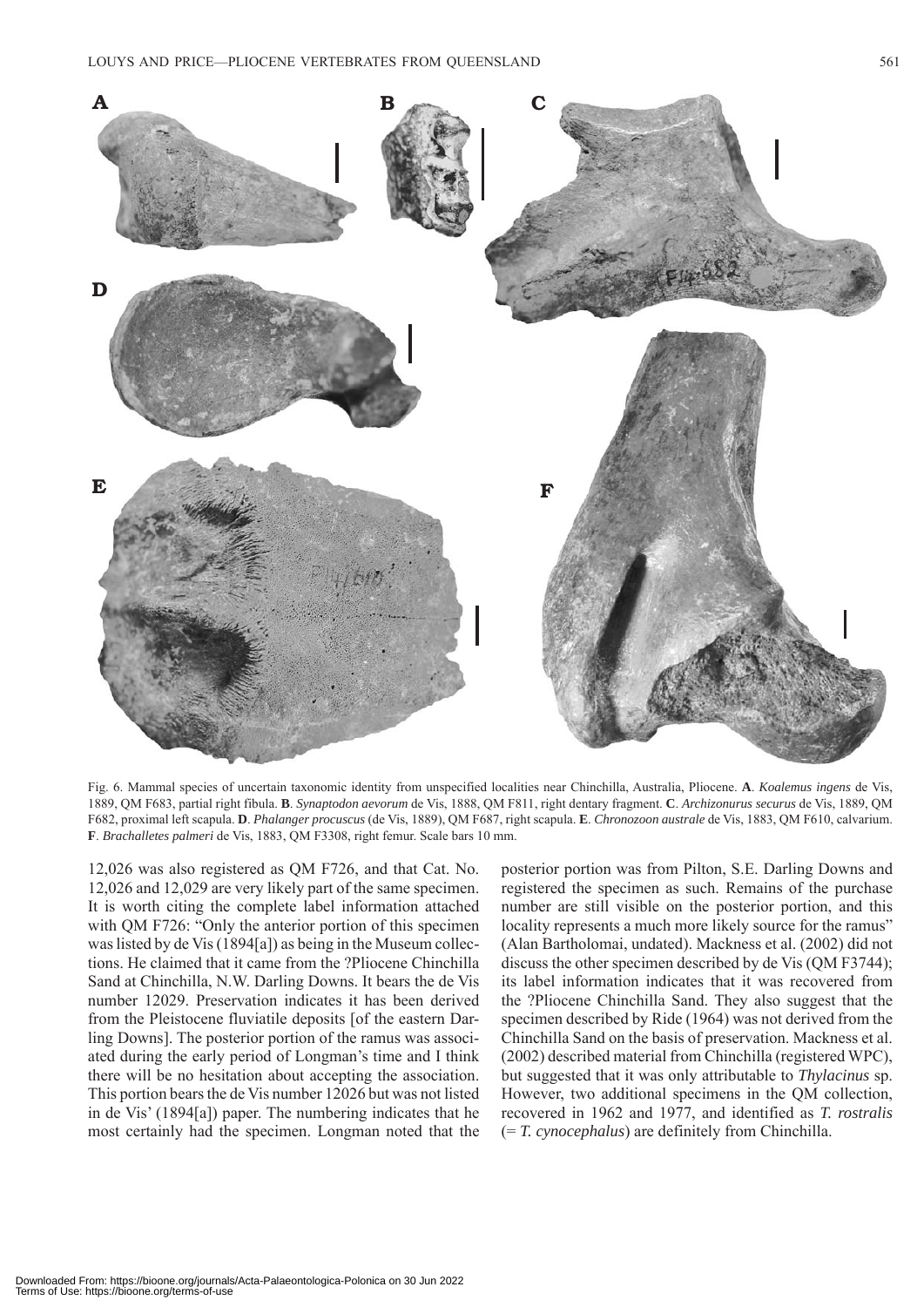Fig. 6. Mammal species of uncertain taxonomic identity from unspecified localities near Chinchilla, Australia, Pliocene. **A**. *Koalemus ingens* de Vis, 1889, QM F683, partial right fibula. **B**. *Synaptodon aevorum* de Vis, 1888, QM F811, right dentary fragment. **C**. *Archizonurus securus* de Vis, 1889, QM F682, proximal left scapula. **D**. *Phalanger procuscus* (de Vis, 1889), QM F687, right scapula. **E**. *Chronozoon australe* de Vis, 1883, QM F610, calvarium. **F**. *Brachalletes palmeri* de Vis, 1883, QM F3308, right femur. Scale bars 10 mm.

12,026 was also registered as QM F726, and that Cat. No. 12,026 and 12,029 are very likely part of the same specimen. It is worth citing the complete label information attached with QM F726: "Only the anterior portion of this specimen was listed by de Vis (1894[a]) as being in the Museum collections. He claimed that it came from the ?Pliocene Chinchilla Sand at Chinchilla, N.W. Darling Downs. It bears the de Vis number 12029. Preservation indicates it has been derived from the Pleistocene fluviatile deposits [of the eastern Darling Downs]. The posterior portion of the ramus was associated during the early period of Longman's time and I think there will be no hesitation about accepting the association. This portion bears the de Vis number 12026 but was not listed in de Vis' (1894[a]) paper. The numbering indicates that he most certainly had the specimen. Longman noted that the posterior portion was from Pilton, S.E. Darling Downs and registered the specimen as such. Remains of the purchase number are still visible on the posterior portion, and this locality represents a much more likely source for the ramus" (Alan Bartholomai, undated). Mackness et al. (2002) did not discuss the other specimen described by de Vis (QM F3744); its label information indicates that it was recovered from the ?Pliocene Chinchilla Sand. They also suggest that the specimen described by Ride (1964) was not derived from the Chinchilla Sand on the basis of preservation. Mackness et al. (2002) described material from Chinchilla (registered WPC), but suggested that it was only attributable to *Thylacinus* sp. However, two additional specimens in the QM collection, recovered in 1962 and 1977, and identified as *T. rostralis* (= *T. cynocephalus*) are definitely from Chinchilla.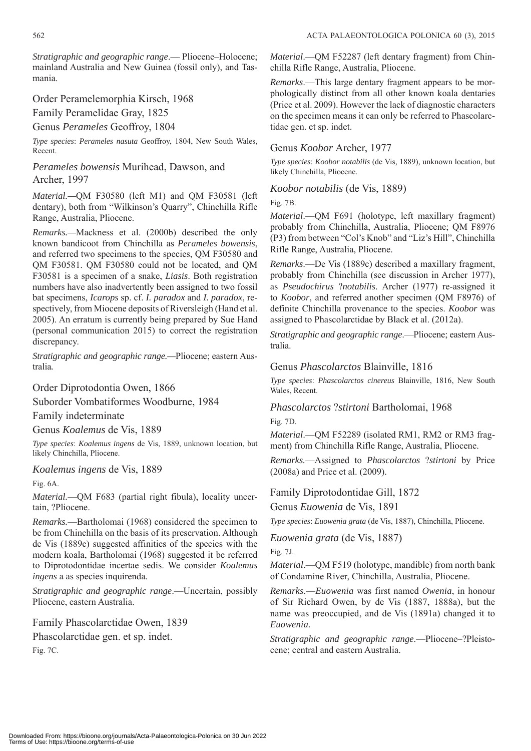*Stratigraphic and geographic range*.— Pliocene–Holocene; mainland Australia and New Guinea (fossil only), and Tasmania.

## Order Peramelemorphia Kirsch, 1968

## Family Peramelidae Gray, 1825

## Genus *Perameles* Geoffroy, 1804

*Type species*: *Perameles nasuta* Geoffroy, 1804, New South Wales, Recent.

### *Perameles bowensis* Murihead, Dawson, and Archer, 1997

*Material.*—QM F30580 (left M1) and QM F30581 (left dentary), both from "Wilkinson's Quarry", Chinchilla Rifle Range, Australia, Pliocene.

*Remarks.*—Mackness et al. (2000b) described the only known bandicoot from Chinchilla as *Perameles bowensis*, and referred two specimens to the species, QM F30580 and QM F30581. QM F30580 could not be located, and QM F30581 is a specimen of a snake, *Liasis*. Both registration numbers have also inadvertently been assigned to two fossil bat specimens, *Icarops* sp. cf. *I. paradox* and *I. paradox*, respectively, from Miocene deposits of Riversleigh (Hand et al. 2005). An erratum is currently being prepared by Sue Hand (personal communication 2015) to correct the registration discrepancy.

*Stratigraphic and geographic range.*—Pliocene; eastern Australia*.*

## Order Diprotodontia Owen, 1866

## Suborder Vombatiformes Woodburne, 1984

## Family indeterminate

## Genus *Koalemus* de Vis, 1889

*Type species*: *Koalemus ingens* de Vis, 1889, unknown location, but likely Chinchilla, Pliocene.

### *Koalemus ingens* de Vis, 1889

Fig. 6A.

*Material.*—QM F683 (partial right fibula), locality uncertain, ?Pliocene.

*Remarks.*—Bartholomai (1968) considered the specimen to be from Chinchilla on the basis of its preservation. Although de Vis (1889c) suggested affinities of the species with the modern koala, Bartholomai (1968) suggested it be referred to Diprotodontidae incertae sedis. We consider *Koalemus ingens* a as species inquirenda.

*Stratigraphic and geographic range*.—Uncertain, possibly Pliocene, eastern Australia.

## Family Phascolarctidae Owen, 1839

### Phascolarctidae gen. et sp. indet.

Fig. 7C.

*Material*.—QM F52287 (left dentary fragment) from Chinchilla Rifle Range, Australia, Pliocene.

*Remarks*.—This large dentary fragment appears to be morphologically distinct from all other known koala dentaries (Price et al. 2009). However the lack of diagnostic characters on the specimen means it can only be referred to Phascolarctidae gen. et sp. indet.

## Genus *Koobor* Archer, 1977

*Type species*: *Koobor notabilis* (de Vis, 1889), unknown location, but likely Chinchilla, Pliocene.

### *Koobor notabilis* (de Vis, 1889)

Fig. 7B.

*Material*.—QM F691 (holotype, left maxillary fragment) probably from Chinchilla, Australia, Pliocene; QM F8976 (P3) from between "Col's Knob" and "Liz's Hill", Chinchilla Rifle Range, Australia, Pliocene.

*Remarks*.—De Vis (1889c) described a maxillary fragment, probably from Chinchilla (see discussion in Archer 1977), as *Pseudochirus* ?*notabilis*. Archer (1977) re-assigned it to *Koobor*, and referred another specimen (QM F8976) of definite Chinchilla provenance to the species. *Koobor* was assigned to Phascolarctidae by Black et al. (2012a).

*Stratigraphic and geographic range*.—Pliocene; eastern Australia.

## Genus *Phascolarctos* Blainville, 1816

*Type species*: *Phascolarctos cinereus* Blainville, 1816, New South Wales, Recent.

### *Phascolarctos* ?*stirtoni* Bartholomai, 1968

Fig. 7D.

*Material*.—QM F52289 (isolated RM1, RM2 or RM3 fragment) from Chinchilla Rifle Range, Australia, Pliocene.

*Remarks.*—Assigned to *Phascolarctos* ?*stirtoni* by Price (2008a) and Price et al. (2009).

## Family Diprotodontidae Gill, 1872

## Genus *Euowenia* de Vis, 1891

*Type species*: *Euowenia grata* (de Vis, 1887), Chinchilla, Pliocene.

### *Euowenia grata* (de Vis, 1887)

Fig. 7J.

*Material*.—QM F519 (holotype, mandible) from north bank of Condamine River, Chinchilla, Australia, Pliocene.

*Remarks*.—*Euowenia* was first named *Owenia*, in honour of Sir Richard Owen, by de Vis (1887, 1888a), but the name was preoccupied, and de Vis (1891a) changed it to *Euowenia.*

*Stratigraphic and geographic range*.—Pliocene–?Pleistocene; central and eastern Australia.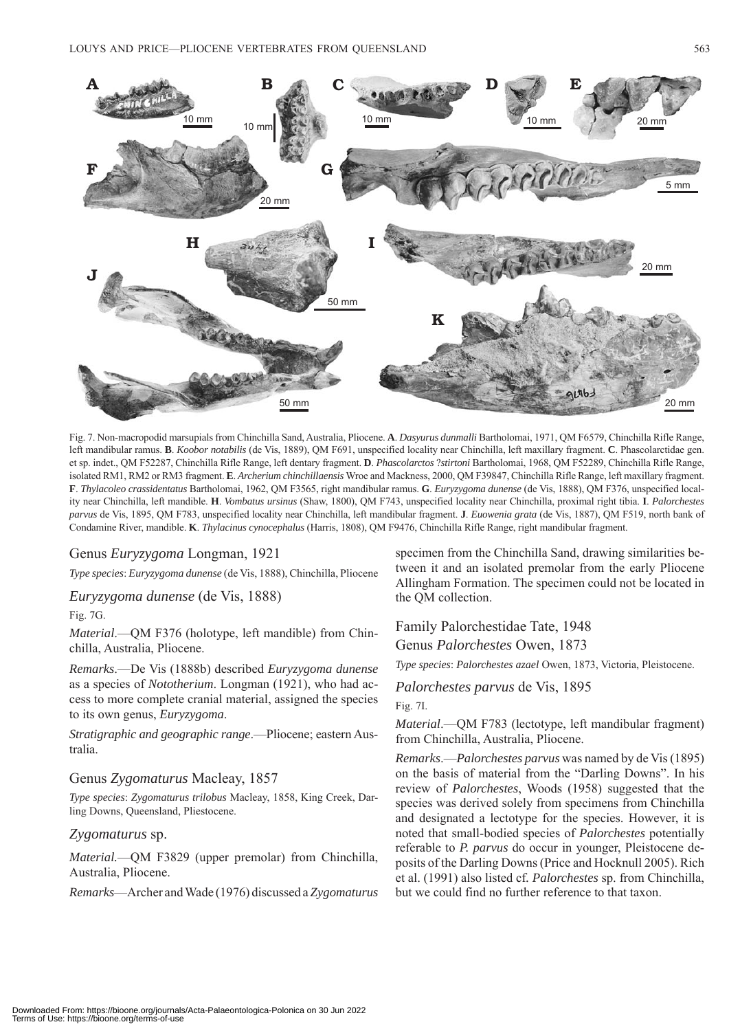Fig. 7. Non-macropodid marsupials from Chinchilla Sand, Australia, Pliocene. **A**. *Dasyurus dunmalli* Bartholomai, 1971, QM F6579, Chinchilla Rifle Range, left mandibular ramus. **B**. *Koobor notabilis* (de Vis, 1889), QM F691, unspecified locality near Chinchilla, left maxillary fragment. **C**. Phascolarctidae gen. et sp. indet., QM F52287, Chinchilla Rifle Range, left dentary fragment. **D**. *Phascolarctos ?stirtoni* Bartholomai, 1968, QM F52289, Chinchilla Rifle Range, isolated RM1, RM2 or RM3 fragment. **E**. *Archerium chinchillaensis* Wroe and Mackness, 2000, QM F39847, Chinchilla Rifle Range, left maxillary fragment. **F**. *Thylacoleo crassidentatus* Bartholomai, 1962, QM F3565, right mandibular ramus. **G**. *Euryzygoma dunense* (de Vis, 1888), QM F376, unspecified locality near Chinchilla, left mandible. **H**. *Vombatus ursinus* (Shaw, 1800), QM F743, unspecified locality near Chinchilla, proximal right tibia. **I**. *Palorchestes parvus* de Vis, 1895, QM F783, unspecified locality near Chinchilla, left mandibular fragment. **J**. *Euowenia grata* (de Vis, 1887), QM F519, north bank of Condamine River, mandible. **K**. *Thylacinus cynocephalus* (Harris, 1808), QM F9476, Chinchilla Rifle Range, right mandibular fragment.

## Genus *Euryzygoma* Longman, 1921

*Type species*: *Euryzygoma dunense* (de Vis, 1888), Chinchilla, Pliocene

### *Euryzygoma dunense* (de Vis, 1888)

Fig. 7G.

*Material*.—QM F376 (holotype, left mandible) from Chinchilla, Australia, Pliocene.

*Remarks*.—De Vis (1888b) described *Euryzygoma dunense* as a species of *Nototherium*. Longman (1921), who had access to more complete cranial material, assigned the species to its own genus, *Euryzygoma*.

*Stratigraphic and geographic range*.—Pliocene; eastern Australia.

## Genus *Zygomaturus* Macleay, 1857

*Type species*: *Zygomaturus trilobus* Macleay, 1858, King Creek, Darling Downs, Queensland, Pliestocene.

### *Zygomaturus* sp.

*Material.*—QM F3829 (upper premolar) from Chinchilla, Australia, Pliocene.

*Remarks*—Archer and Wade (1976) discussed a *Zygomaturus* specimen from the Chinchilla Sand, drawing similarities between it and an isolated premolar from the early Pliocene Allingham Formation. The specimen could not be located in the QM collection.

## Family Palorchestidae Tate, 1948

## Genus *Palorchestes* Owen, 1873

*Type species*: *Palorchestes azael* Owen, 1873, Victoria, Pleistocene.

### *Palorchestes parvus* de Vis, 1895

Fig. 7I.

*Material*.—QM F783 (lectotype, left mandibular fragment) from Chinchilla, Australia, Pliocene.

*Remarks*.—*Palorchestes parvus* was named by de Vis (1895) on the basis of material from the "Darling Downs". In his review of *Palorchestes*, Woods (1958) suggested that the species was derived solely from specimens from Chinchilla and designated a lectotype for the species. However, it is noted that small-bodied species of *Palorchestes* potentially referable to *P. parvus* do occur in younger, Pleistocene deposits of the Darling Downs (Price and Hocknull 2005). Rich et al. (1991) also listed cf. *Palorchestes* sp. from Chinchilla, but we could find no further reference to that taxon.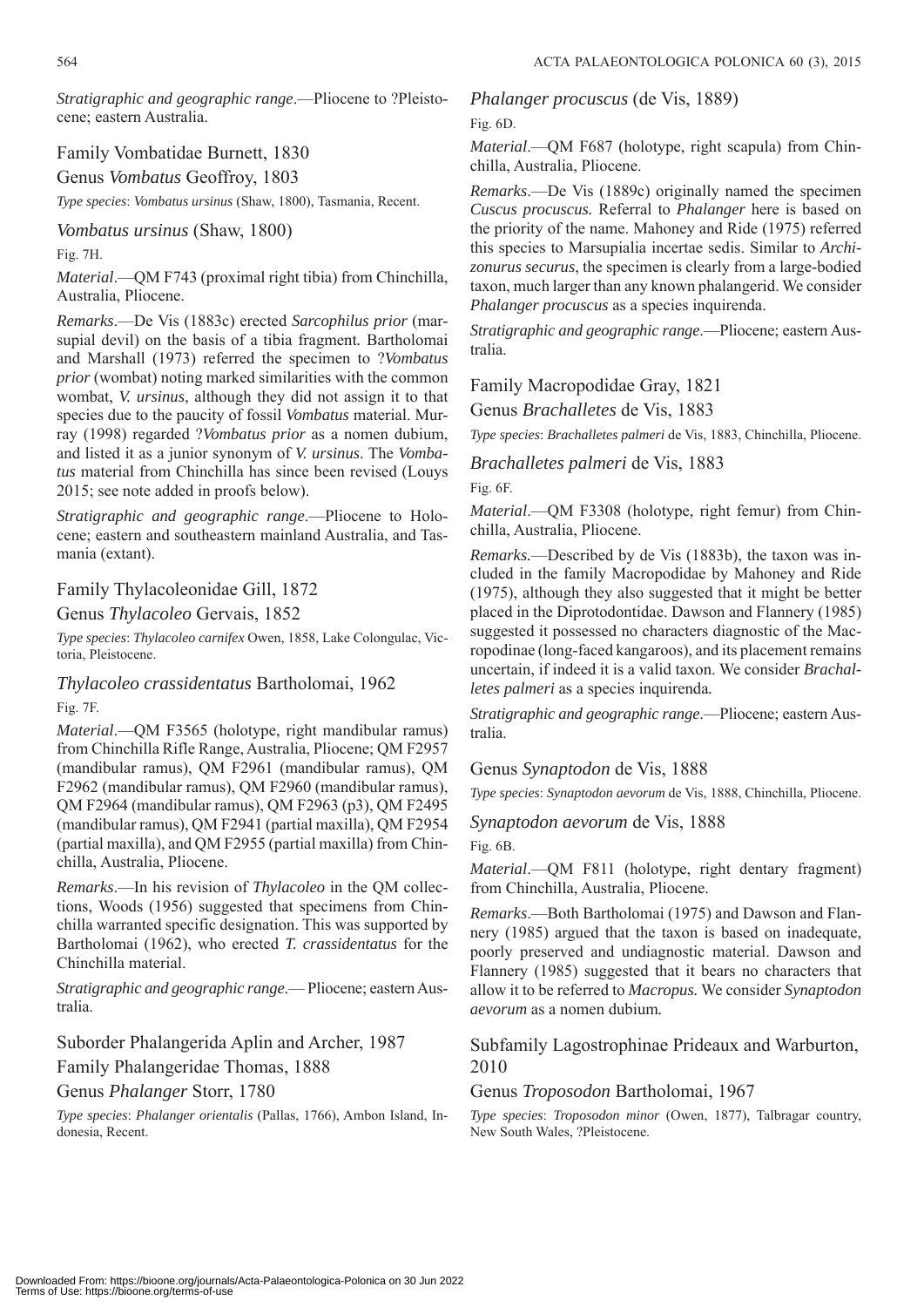*Stratigraphic and geographic range*.—Pliocene to ?Pleistocene; eastern Australia.

## Family Vombatidae Burnett, 1830

### Genus *Vombatus* Geoffroy, 1803

*Type species*: *Vombatus ursinus* (Shaw, 1800), Tasmania, Recent.

#### *Vombatus ursinus* (Shaw, 1800)

Fig. 7H.

*Material*.—QM F743 (proximal right tibia) from Chinchilla, Australia, Pliocene.

*Remarks*.—De Vis (1883c) erected *Sarcophilus prior* (marsupial devil) on the basis of a tibia fragment. Bartholomai and Marshall (1973) referred the specimen to ?*Vombatus prior* (wombat) noting marked similarities with the common wombat, *V. ursinus*, although they did not assign it to that species due to the paucity of fossil *Vombatus* material. Murray (1998) regarded ?*Vombatus prior* as a nomen dubium, and listed it as a junior synonym of *V. ursinus*. The *Vombatus* material from Chinchilla has since been revised (Louys 2015; see note added in proofs below).

*Stratigraphic and geographic range*.—Pliocene to Holocene; eastern and southeastern mainland Australia, and Tasmania (extant).

## Family Thylacoleonidae Gill, 1872

### Genus *Thylacoleo* Gervais, 1852

*Type species*: *Thylacoleo carnifex* Owen, 1858, Lake Colongulac, Victoria, Pleistocene.

#### *Thylacoleo crassidentatus* Bartholomai, 1962

Fig. 7F.

*Material*.—QM F3565 (holotype, right mandibular ramus) from Chinchilla Rifle Range, Australia, Pliocene; QM F2957 (mandibular ramus), QM F2961 (mandibular ramus), QM F2962 (mandibular ramus), QM F2960 (mandibular ramus), QM F2964 (mandibular ramus), QM F2963 (p3), QM F2495 (mandibular ramus), QM F2941 (partial maxilla), QM F2954 (partial maxilla), and QM F2955 (partial maxilla) from Chinchilla, Australia, Pliocene.

*Remarks*.—In his revision of *Thylacoleo* in the QM collections, Woods (1956) suggested that specimens from Chinchilla warranted specific designation. This was supported by Bartholomai (1962), who erected *T. crassidentatus* for the Chinchilla material.

*Stratigraphic and geographic range*.— Pliocene; eastern Australia.

## Suborder Phalangerida Aplin and Archer, 1987

## Family Phalangeridae Thomas, 1888

### Genus *Phalanger* Storr, 1780

*Type species*: *Phalanger orientalis* (Pallas, 1766), Ambon Island, Indonesia, Recent.

#### *Phalanger procuscus* (de Vis, 1889)

Fig. 6D.

*Material*.—QM F687 (holotype, right scapula) from Chinchilla, Australia, Pliocene.

*Remarks*.—De Vis (1889c) originally named the specimen *Cuscus procuscus.* Referral to *Phalanger* here is based on the priority of the name. Mahoney and Ride (1975) referred this species to Marsupialia incertae sedis. Similar to *Archizonurus securus*, the specimen is clearly from a large-bodied taxon, much larger than any known phalangerid. We consider *Phalanger procuscus* as a species inquirenda.

*Stratigraphic and geographic range*.—Pliocene; eastern Australia.

## Family Macropodidae Gray, 1821

### Genus *Brachalletes* de Vis, 1883

*Type species*: *Brachalletes palmeri* de Vis, 1883, Chinchilla, Pliocene.

#### *Brachalletes palmeri* de Vis, 1883

Fig. 6F.

*Material*.—QM F3308 (holotype, right femur) from Chinchilla, Australia, Pliocene.

*Remarks.*—Described by de Vis (1883b), the taxon was included in the family Macropodidae by Mahoney and Ride (1975), although they also suggested that it might be better placed in the Diprotodontidae. Dawson and Flannery (1985) suggested it possessed no characters diagnostic of the Macropodinae (long-faced kangaroos), and its placement remains uncertain, if indeed it is a valid taxon. We consider *Brachalletes palmeri* as a species inquirenda.

*Stratigraphic and geographic range*.—Pliocene; eastern Australia.

### Genus *Synaptodon* de Vis, 1888

*Type species*: *Synaptodon aevorum* de Vis, 1888, Chinchilla, Pliocene.

#### *Synaptodon aevorum* de Vis, 1888

Fig. 6B.

*Material*.—QM F811 (holotype, right dentary fragment) from Chinchilla, Australia, Pliocene.

*Remarks*.—Both Bartholomai (1975) and Dawson and Flannery (1985) argued that the taxon is based on inadequate, poorly preserved and undiagnostic material. Dawson and Flannery (1985) suggested that it bears no characters that allow it to be referred to *Macropus.* We consider *Synaptodon aevorum* as a nomen dubium.

## Subfamily Lagostrophinae Prideaux and Warburton, 2010

### Genus *Troposodon* Bartholomai, 1967

*Type species*: *Troposodon minor* (Owen, 1877), Talbragar country, New South Wales, ?Pleistocene.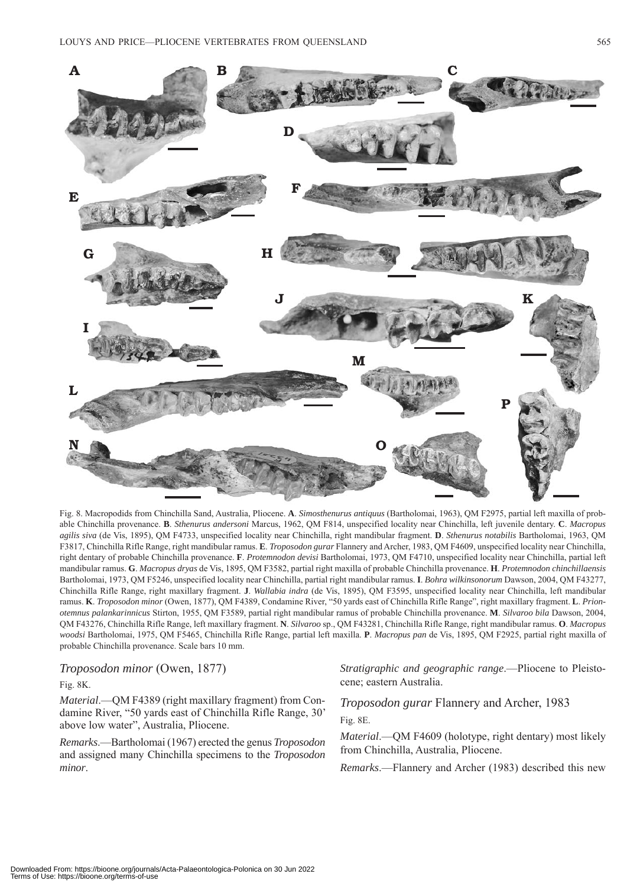Fig. 8. Macropodids from Chinchilla Sand, Australia, Pliocene. **A**. *Simosthenurus antiquus* (Bartholomai, 1963), QM F2975, partial left maxilla of probable Chinchilla provenance. **B**. *Sthenurus andersoni* Marcus, 1962, QM F814, unspecified locality near Chinchilla, left juvenile dentary. **C**. *Macropus agilis siva* (de Vis, 1895), QM F4733, unspecified locality near Chinchilla, right mandibular fragment. **D**. *Sthenurus notabilis* Bartholomai, 1963, QM F3817, Chinchilla Rifle Range, right mandibular ramus. **E**. *Troposodon gurar* Flannery and Archer, 1983, QM F4609, unspecified locality near Chinchilla, right dentary of probable Chinchilla provenance. **F**. *Protemnodon devisi* Bartholomai, 1973, QM F4710, unspecified locality near Chinchilla, partial left mandibular ramus. **G**. *Macropus dryas* de Vis, 1895, QM F3582, partial right maxilla of probable Chinchilla provenance. **H**. *Protemnodon chinchillaensis* Bartholomai, 1973, QM F5246, unspecified locality near Chinchilla, partial right mandibular ramus. **I**. *Bohra wilkinsonorum* Dawson, 2004, QM F43277, Chinchilla Rifle Range, right maxillary fragment. **J**. *Wallabia indra* (de Vis, 1895), QM F3595, unspecified locality near Chinchilla, left mandibular ramus. **K**. *Troposodon minor* (Owen, 1877), QM F4389, Condamine River, "50 yards east of Chinchilla Rifle Range", right maxillary fragment. **L**. *Prionotemnus palankarinnicus* Stirton, 1955, QM F3589, partial right mandibular ramus of probable Chinchilla provenance. **M**. *Silvaroo bila* Dawson, 2004, QM F43276, Chinchilla Rifle Range, left maxillary fragment. **N**. *Silvaroo* sp., QM F43281, Chinchilla Rifle Range, right mandibular ramus. **O**. *Macropus woodsi* Bartholomai, 1975, QM F5465, Chinchilla Rifle Range, partial left maxilla. **P**. *Macropus pan* de Vis, 1895, QM F2925, partial right maxilla of probable Chinchilla provenance. Scale bars 10 mm.

### *Troposodon minor* (Owen, 1877)

Fig. 8K.

*Material*.—QM F4389 (right maxillary fragment) from Condamine River, "50 yards east of Chinchilla Rifle Range, 30' above low water", Australia, Pliocene.

*Remarks*.—Bartholomai (1967) erected the genus *Troposodon* and assigned many Chinchilla specimens to the *Troposodon minor*.

*Stratigraphic and geographic range*.—Pliocene to Pleistocene; eastern Australia.

### *Troposodon gurar* Flannery and Archer, 1983

Fig. 8E.

*Material*.—QM F4609 (holotype, right dentary) most likely from Chinchilla, Australia, Pliocene.

*Remarks*.—Flannery and Archer (1983) described this new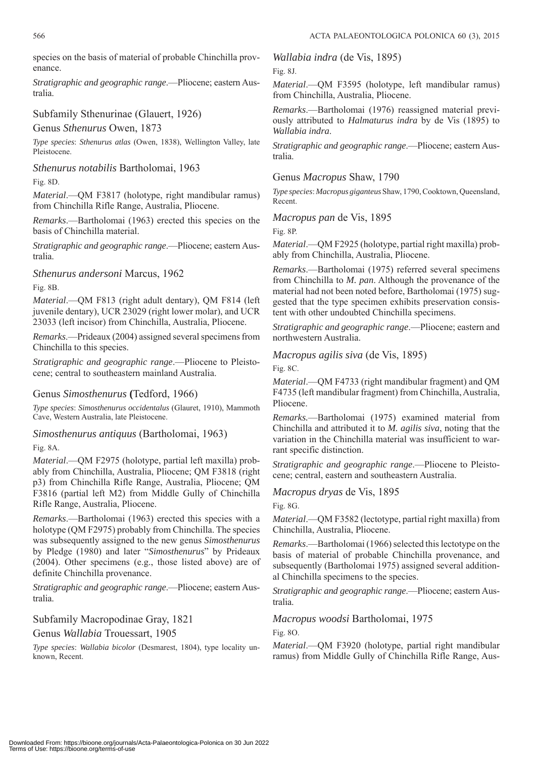species on the basis of material of probable Chinchilla provenance.

*Stratigraphic and geographic range*.—Pliocene; eastern Australia.

## Subfamily Sthenurinae (Glauert, 1926)

### Genus *Sthenurus* Owen, 1873

*Type species*: *Sthenurus atlas* (Owen, 1838), Wellington Valley, late Pleistocene.

#### *Sthenurus notabilis* Bartholomai, 1963

Fig. 8D.

*Material*.—QM F3817 (holotype, right mandibular ramus) from Chinchilla Rifle Range, Australia, Pliocene.

*Remarks*.—Bartholomai (1963) erected this species on the basis of Chinchilla material.

*Stratigraphic and geographic range*.—Pliocene; eastern Australia.

#### *Sthenurus andersoni* Marcus, 1962

Fig. 8B.

*Material*.—QM F813 (right adult dentary), QM F814 (left juvenile dentary), UCR 23029 (right lower molar), and UCR 23033 (left incisor) from Chinchilla, Australia, Pliocene.

*Remarks*.—Prideaux (2004) assigned several specimens from Chinchilla to this species.

*Stratigraphic and geographic range*.—Pliocene to Pleistocene; central to southeastern mainland Australia.

### Genus *Simosthenurus* **(**Tedford, 1966)

*Type species*: *Simosthenurus occidentalus* (Glauret, 1910), Mammoth Cave, Western Australia, late Pleistocene.

#### *Simosthenurus antiquus* (Bartholomai, 1963)

Fig. 8A.

*Material*.—QM F2975 (holotype, partial left maxilla) probably from Chinchilla, Australia, Pliocene; QM F3818 (right p3) from Chinchilla Rifle Range, Australia, Pliocene; QM F3816 (partial left M2) from Middle Gully of Chinchilla Rifle Range, Australia, Pliocene.

*Remarks*.—Bartholomai (1963) erected this species with a holotype (QM F2975) probably from Chinchilla. The species was subsequently assigned to the new genus *Simosthenurus* by Pledge (1980) and later "*Simosthenurus*" by Prideaux (2004). Other specimens (e.g., those listed above) are of definite Chinchilla provenance.

*Stratigraphic and geographic range*.—Pliocene; eastern Australia.

## Subfamily Macropodinae Gray, 1821

### Genus *Wallabia* Trouessart, 1905

*Type species*: *Wallabia bicolor* (Desmarest, 1804), type locality unknown, Recent.

#### *Wallabia indra* (de Vis, 1895)

Fig. 8J.

*Material*.—QM F3595 (holotype, left mandibular ramus) from Chinchilla, Australia, Pliocene.

*Remarks*.—Bartholomai (1976) reassigned material previously attributed to *Halmaturus indra* by de Vis (1895) to *Wallabia indra*.

*Stratigraphic and geographic range*.—Pliocene; eastern Australia.

### Genus *Macropus* Shaw, 1790

*Type species*: *Macropus giganteus* Shaw, 1790, Cooktown, Queensland, Recent.

#### *Macropus pan* de Vis, 1895

Fig. 8P.

*Material*.—QM F2925 (holotype, partial right maxilla) probably from Chinchilla, Australia, Pliocene.

*Remarks*.—Bartholomai (1975) referred several specimens from Chinchilla to *M. pan*. Although the provenance of the material had not been noted before, Bartholomai (1975) suggested that the type specimen exhibits preservation consistent with other undoubted Chinchilla specimens.

*Stratigraphic and geographic range*.—Pliocene; eastern and northwestern Australia.

#### *Macropus agilis siva* (de Vis, 1895)

Fig. 8C.

*Material*.—QM F4733 (right mandibular fragment) and QM F4735 (left mandibular fragment) from Chinchilla, Australia, Pliocene.

*Remarks.*—Bartholomai (1975) examined material from Chinchilla and attributed it to *M. agilis siva*, noting that the variation in the Chinchilla material was insufficient to warrant specific distinction.

*Stratigraphic and geographic range*.—Pliocene to Pleistocene; central, eastern and southeastern Australia.

#### *Macropus dryas* de Vis, 1895

Fig. 8G.

*Material*.—QM F3582 (lectotype, partial right maxilla) from Chinchilla, Australia, Pliocene.

*Remarks*.—Bartholomai (1966) selected this lectotype on the basis of material of probable Chinchilla provenance, and subsequently (Bartholomai 1975) assigned several additional Chinchilla specimens to the species.

*Stratigraphic and geographic range*.—Pliocene; eastern Australia.

#### *Macropus woodsi* Bartholomai, 1975

Fig. 8O.

*Material*.—QM F3920 (holotype, partial right mandibular ramus) from Middle Gully of Chinchilla Rifle Range, Aus-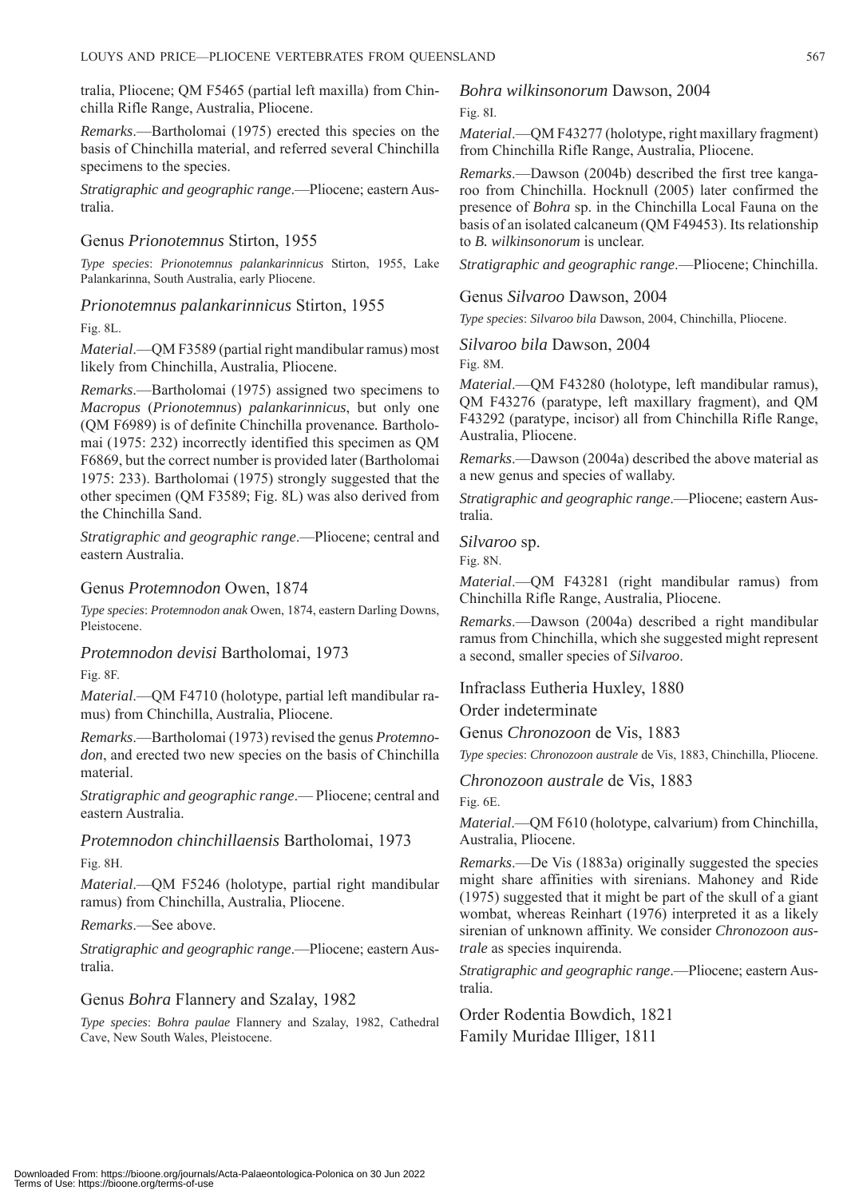tralia, Pliocene; QM F5465 (partial left maxilla) from Chinchilla Rifle Range, Australia, Pliocene.

*Remarks*.—Bartholomai (1975) erected this species on the basis of Chinchilla material, and referred several Chinchilla specimens to the species.

*Stratigraphic and geographic range*.—Pliocene; eastern Australia.

## Genus *Prionotemnus* Stirton, 1955

*Type species*: *Prionotemnus palankarinnicus* Stirton, 1955, Lake Palankarinna, South Australia, early Pliocene.

### *Prionotemnus palankarinnicus* Stirton, 1955

Fig. 8L.

*Material*.—QM F3589 (partial right mandibular ramus) most likely from Chinchilla, Australia, Pliocene.

*Remarks*.—Bartholomai (1975) assigned two specimens to *Macropus* (*Prionotemnus*) *palankarinnicus*, but only one (QM F6989) is of definite Chinchilla provenance. Bartholomai (1975: 232) incorrectly identified this specimen as QM F6869, but the correct number is provided later (Bartholomai 1975: 233). Bartholomai (1975) strongly suggested that the other specimen (QM F3589; Fig. 8L) was also derived from the Chinchilla Sand.

*Stratigraphic and geographic range*.—Pliocene; central and eastern Australia.

## Genus *Protemnodon* Owen, 1874

*Type species*: *Protemnodon anak* Owen, 1874, eastern Darling Downs, Pleistocene.

### *Protemnodon devisi* Bartholomai, 1973

Fig. 8F.

*Material*.—QM F4710 (holotype, partial left mandibular ramus) from Chinchilla, Australia, Pliocene.

*Remarks*.—Bartholomai (1973) revised the genus *Protemnodon*, and erected two new species on the basis of Chinchilla material.

*Stratigraphic and geographic range*.— Pliocene; central and eastern Australia.

### *Protemnodon chinchillaensis* Bartholomai, 1973

Fig. 8H.

*Material*.—QM F5246 (holotype, partial right mandibular ramus) from Chinchilla, Australia, Pliocene.

*Remarks*.—See above.

*Stratigraphic and geographic range*.—Pliocene; eastern Australia.

## Genus *Bohra* Flannery and Szalay, 1982

*Type species*: *Bohra paulae* Flannery and Szalay, 1982, Cathedral Cave, New South Wales, Pleistocene.

### *Bohra wilkinsonorum* Dawson, 2004

Fig. 8I.

*Material*.—QM F43277 (holotype, right maxillary fragment) from Chinchilla Rifle Range, Australia, Pliocene.

*Remarks*.—Dawson (2004b) described the first tree kangaroo from Chinchilla. Hocknull (2005) later confirmed the presence of *Bohra* sp. in the Chinchilla Local Fauna on the basis of an isolated calcaneum (QM F49453). Its relationship to *B. wilkinsonorum* is unclear.

*Stratigraphic and geographic range*.—Pliocene; Chinchilla.

## Genus *Silvaroo* Dawson, 2004

*Type species*: *Silvaroo bila* Dawson, 2004, Chinchilla, Pliocene.

### *Silvaroo bila* Dawson, 2004

Fig. 8M.

*Material*.—QM F43280 (holotype, left mandibular ramus), QM F43276 (paratype, left maxillary fragment), and QM F43292 (paratype, incisor) all from Chinchilla Rifle Range, Australia, Pliocene.

*Remarks*.—Dawson (2004a) described the above material as a new genus and species of wallaby.

*Stratigraphic and geographic range*.—Pliocene; eastern Australia.

### *Silvaroo* sp.

Fig. 8N.

*Material*.—QM F43281 (right mandibular ramus) from Chinchilla Rifle Range, Australia, Pliocene.

*Remarks*.—Dawson (2004a) described a right mandibular ramus from Chinchilla, which she suggested might represent a second, smaller species of *Silvaroo*.

## Infraclass Eutheria Huxley, 1880

## Order indeterminate

## Genus *Chronozoon* de Vis, 1883

*Type species*: *Chronozoon australe* de Vis, 1883, Chinchilla, Pliocene.

### *Chronozoon australe* de Vis, 1883

Fig. 6E.

*Material*.—QM F610 (holotype, calvarium) from Chinchilla, Australia, Pliocene.

*Remarks*.—De Vis (1883a) originally suggested the species might share affinities with sirenians. Mahoney and Ride (1975) suggested that it might be part of the skull of a giant wombat, whereas Reinhart (1976) interpreted it as a likely sirenian of unknown affinity. We consider *Chronozoon australe* as species inquirenda.

*Stratigraphic and geographic range*.—Pliocene; eastern Australia.

## Order Rodentia Bowdich, 1821

## Family Muridae Illiger, 1811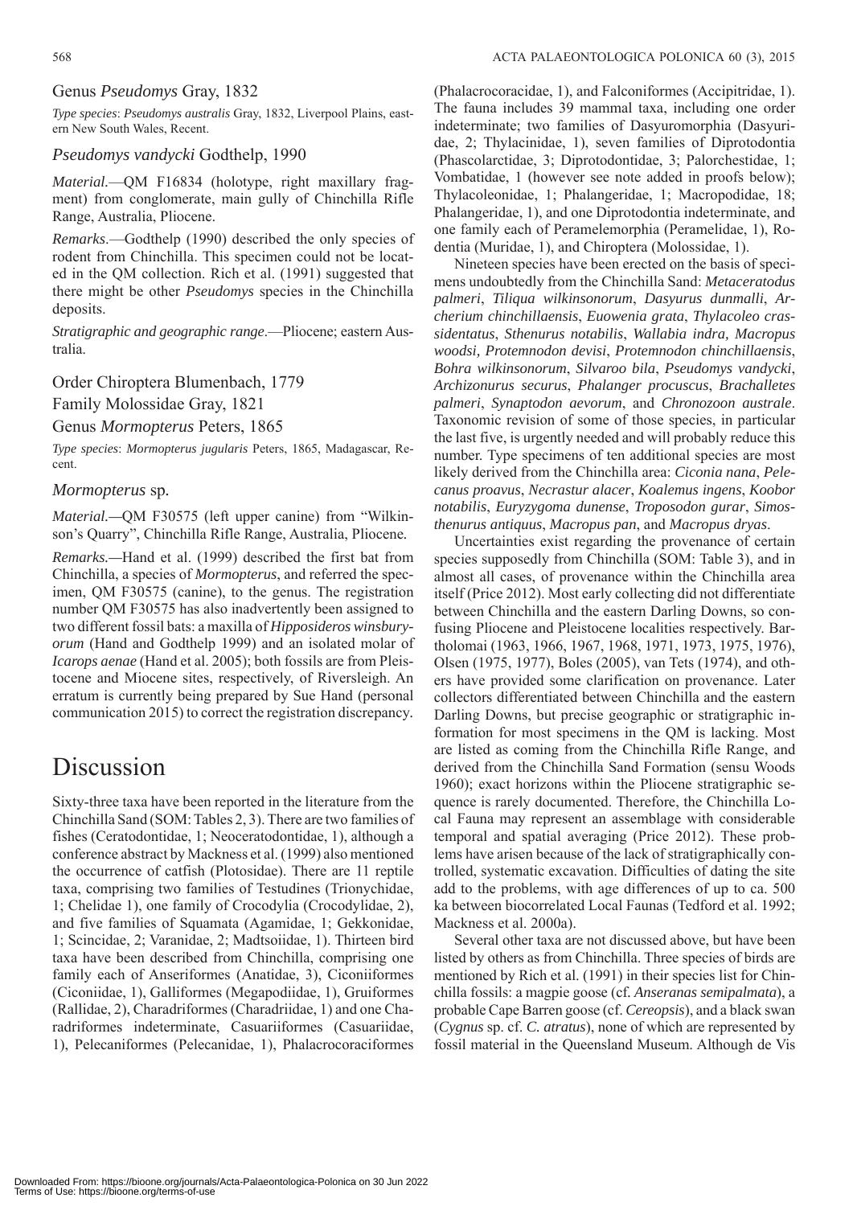### Genus *Pseudomys* Gray, 1832

*Type species*: *Pseudomys australis* Gray, 1832, Liverpool Plains, eastern New South Wales, Recent.

### *Pseudomys vandycki* Godthelp, 1990

*Material.*—QM F16834 (holotype, right maxillary fragment) from conglomerate, main gully of Chinchilla Rifle Range, Australia, Pliocene.

*Remarks*.—Godthelp (1990) described the only species of rodent from Chinchilla. This specimen could not be located in the QM collection. Rich et al. (1991) suggested that there might be other *Pseudomys* species in the Chinchilla deposits.

*Stratigraphic and geographic range*.—Pliocene; eastern Australia.

### Order Chiroptera Blumenbach, 1779

### Family Molossidae Gray, 1821

### Genus *Mormopterus* Peters, 1865

*Type species*: *Mormopterus jugularis* Peters, 1865, Madagascar, Recent.

### *Mormopterus* sp.

*Material.*—QM F30575 (left upper canine) from "Wilkinson's Quarry", Chinchilla Rifle Range, Australia, Pliocene.

*Remarks.*—Hand et al. (1999) described the first bat from Chinchilla, a species of *Mormopterus*, and referred the specimen, QM F30575 (canine), to the genus. The registration number QM F30575 has also inadvertently been assigned to two different fossil bats: a maxilla of *Hipposideros winsburyorum* (Hand and Godthelp 1999) and an isolated molar of *Icarops aenae* (Hand et al. 2005); both fossils are from Pleistocene and Miocene sites, respectively, of Riversleigh. An erratum is currently being prepared by Sue Hand (personal communication 2015) to correct the registration discrepancy.

# Discussion

Sixty-three taxa have been reported in the literature from the Chinchilla Sand (SOM: Tables 2, 3). There are two families of fishes (Ceratodontidae, 1; Neoceratodontidae, 1), although a conference abstract by Mackness et al. (1999) also mentioned the occurrence of catfish (Plotosidae). There are 11 reptile taxa, comprising two families of Testudines (Trionychidae, 1; Chelidae 1), one family of Crocodylia (Crocodylidae, 2), and five families of Squamata (Agamidae, 1; Gekkonidae, 1; Scincidae, 2; Varanidae, 2; Madtsoiidae, 1). Thirteen bird taxa have been described from Chinchilla, comprising one family each of Anseriformes (Anatidae, 3), Ciconiiformes (Ciconiidae, 1), Galliformes (Megapodiidae, 1), Gruiformes (Rallidae, 2), Charadriformes (Charadriidae, 1) and one Charadriformes indeterminate, Casuariiformes (Casuariidae, 1), Pelecaniformes (Pelecanidae, 1), Phalacrocoraciformes (Phalacrocoracidae, 1), and Falconiformes (Accipitridae, 1). The fauna includes 39 mammal taxa, including one order indeterminate; two families of Dasyuromorphia (Dasyuridae, 2; Thylacinidae, 1), seven families of Diprotodontia (Phascolarctidae, 3; Diprotodontidae, 3; Palorchestidae, 1; Vombatidae, 1 (however see note added in proofs below); Thylacoleonidae, 1; Phalangeridae, 1; Macropodidae, 18; Phalangeridae, 1), and one Diprotodontia indeterminate, and one family each of Peramelemorphia (Peramelidae, 1), Rodentia (Muridae, 1), and Chiroptera (Molossidae, 1).

Nineteen species have been erected on the basis of specimens undoubtedly from the Chinchilla Sand: *Metaceratodus palmeri*, *Tiliqua wilkinsonorum*, *Dasyurus dunmalli*, *Archerium chinchillaensis*, *Euowenia grata*, *Thylacoleo crassidentatus*, *Sthenurus notabilis*, *Wallabia indra, Macropus woodsi, Protemnodon devisi*, *Protemnodon chinchillaensis*, *Bohra wilkinsonorum*, *Silvaroo bila*, *Pseudomys vandycki*, *Archizonurus securus*, *Phalanger procuscus*, *Brachalletes palmeri*, *Synaptodon aevorum*, and *Chronozoon australe*. Taxonomic revision of some of those species, in particular the last five, is urgently needed and will probably reduce this number. Type specimens of ten additional species are most likely derived from the Chinchilla area: *Ciconia nana*, *Pelecanus proavus*, *Necrastur alacer*, *Koalemus ingens*, *Koobor notabilis*, *Euryzygoma dunense*, *Troposodon gurar*, *Simosthenurus antiquus*, *Macropus pan*, and *Macropus dryas*.

Uncertainties exist regarding the provenance of certain species supposedly from Chinchilla (SOM: Table 3), and in almost all cases, of provenance within the Chinchilla area itself (Price 2012). Most early collecting did not differentiate between Chinchilla and the eastern Darling Downs, so confusing Pliocene and Pleistocene localities respectively. Bartholomai (1963, 1966, 1967, 1968, 1971, 1973, 1975, 1976), Olsen (1975, 1977), Boles (2005), van Tets (1974), and others have provided some clarification on provenance. Later collectors differentiated between Chinchilla and the eastern Darling Downs, but precise geographic or stratigraphic information for most specimens in the QM is lacking. Most are listed as coming from the Chinchilla Rifle Range, and derived from the Chinchilla Sand Formation (sensu Woods 1960); exact horizons within the Pliocene stratigraphic sequence is rarely documented. Therefore, the Chinchilla Local Fauna may represent an assemblage with considerable temporal and spatial averaging (Price 2012). These problems have arisen because of the lack of stratigraphically controlled, systematic excavation. Difficulties of dating the site add to the problems, with age differences of up to ca. 500 ka between biocorrelated Local Faunas (Tedford et al. 1992; Mackness et al. 2000a).

Several other taxa are not discussed above, but have been listed by others as from Chinchilla. Three species of birds are mentioned by Rich et al. (1991) in their species list for Chinchilla fossils: a magpie goose (cf. *Anseranas semipalmata*), a probable Cape Barren goose (cf. *Cereopsis*), and a black swan (*Cygnus* sp. cf. *C. atratus*), none of which are represented by fossil material in the Queensland Museum. Although de Vis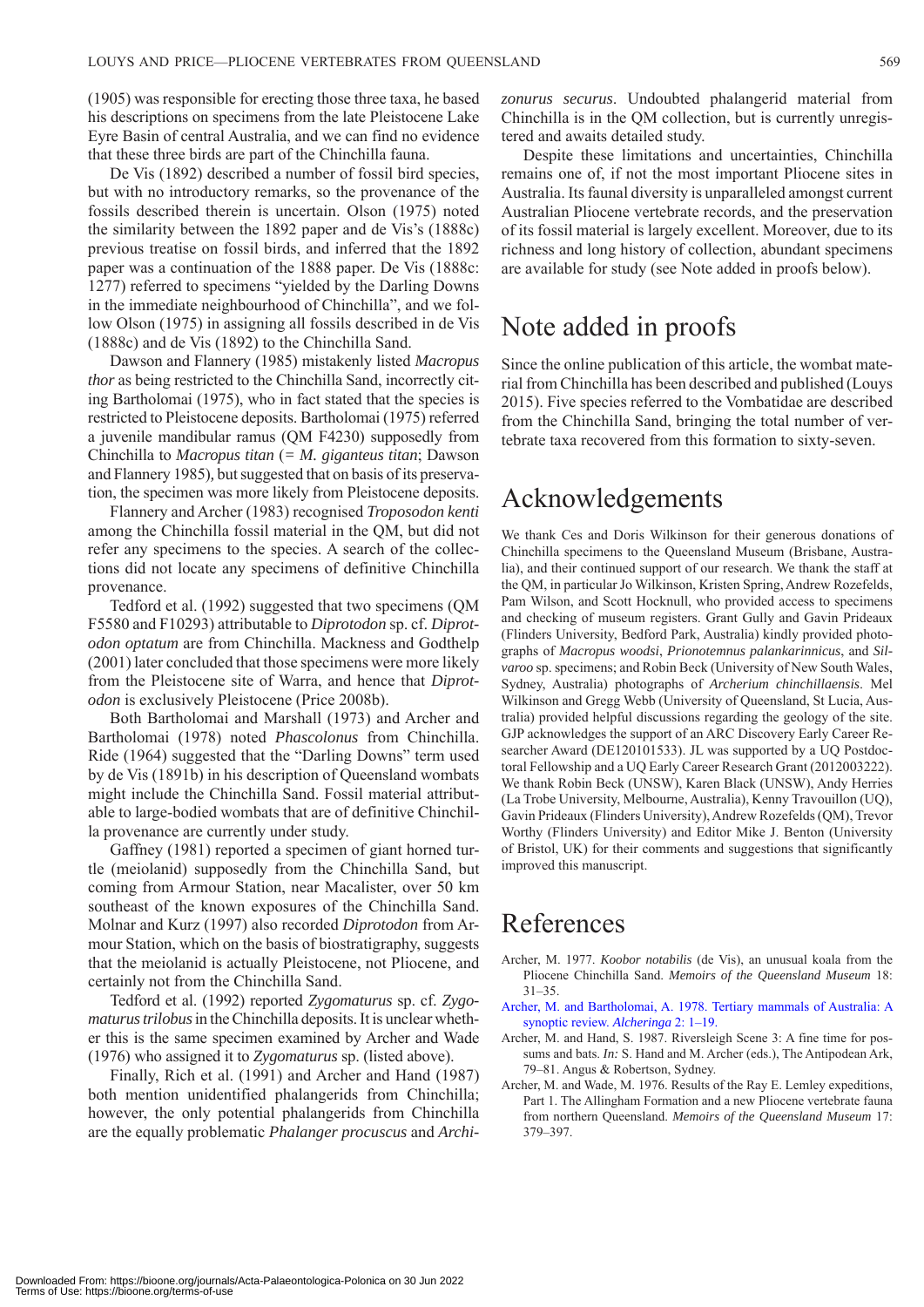(1905) was responsible for erecting those three taxa, he based his descriptions on specimens from the late Pleistocene Lake Eyre Basin of central Australia, and we can find no evidence that these three birds are part of the Chinchilla fauna.

De Vis (1892) described a number of fossil bird species, but with no introductory remarks, so the provenance of the fossils described therein is uncertain. Olson (1975) noted the similarity between the 1892 paper and de Vis's (1888c) previous treatise on fossil birds, and inferred that the 1892 paper was a continuation of the 1888 paper. De Vis (1888c: 1277) referred to specimens "yielded by the Darling Downs in the immediate neighbourhood of Chinchilla", and we follow Olson (1975) in assigning all fossils described in de Vis (1888c) and de Vis (1892) to the Chinchilla Sand.

Dawson and Flannery (1985) mistakenly listed *Macropus thor* as being restricted to the Chinchilla Sand, incorrectly citing Bartholomai (1975), who in fact stated that the species is restricted to Pleistocene deposits. Bartholomai (1975) referred a juvenile mandibular ramus (QM F4230) supposedly from Chinchilla to *Macropus titan* (= *M. giganteus titan*; Dawson and Flannery 1985), but suggested that on basis of its preservation, the specimen was more likely from Pleistocene deposits.

Flannery and Archer (1983) recognised *Troposodon kenti* among the Chinchilla fossil material in the QM, but did not refer any specimens to the species. A search of the collections did not locate any specimens of definitive Chinchilla provenance.

Tedford et al. (1992) suggested that two specimens (QM F5580 and F10293) attributable to *Diprotodon* sp. cf. *Diprotodon optatum* are from Chinchilla. Mackness and Godthelp (2001) later concluded that those specimens were more likely from the Pleistocene site of Warra, and hence that *Diprotodon* is exclusively Pleistocene (Price 2008b).

Both Bartholomai and Marshall (1973) and Archer and Bartholomai (1978) noted *Phascolonus* from Chinchilla. Ride (1964) suggested that the "Darling Downs" term used by de Vis (1891b) in his description of Queensland wombats might include the Chinchilla Sand. Fossil material attributable to large-bodied wombats that are of definitive Chinchilla provenance are currently under study.

Gaffney (1981) reported a specimen of giant horned turtle (meiolanid) supposedly from the Chinchilla Sand, but coming from Armour Station, near Macalister, over 50 km southeast of the known exposures of the Chinchilla Sand. Molnar and Kurz (1997) also recorded *Diprotodon* from Armour Station, which on the basis of biostratigraphy, suggests that the meiolanid is actually Pleistocene, not Pliocene, and certainly not from the Chinchilla Sand.

Tedford et al. (1992) reported *Zygomaturus* sp. cf. *Zygomaturus trilobus* in the Chinchilla deposits. It is unclear whether this is the same specimen examined by Archer and Wade (1976) who assigned it to *Zygomaturus* sp. (listed above).

Finally, Rich et al. (1991) and Archer and Hand (1987) both mention unidentified phalangerids from Chinchilla; however, the only potential phalangerids from Chinchilla are the equally problematic *Phalanger procuscus* and *Archizonurus securus*. Undoubted phalangerid material from Chinchilla is in the QM collection, but is currently unregistered and awaits detailed study.

Despite these limitations and uncertainties, Chinchilla remains one of, if not the most important Pliocene sites in Australia. Its faunal diversity is unparalleled amongst current Australian Pliocene vertebrate records, and the preservation of its fossil material is largely excellent. Moreover, due to its richness and long history of collection, abundant specimens are available for study (see Note added in proofs below).

## Note added in proofs

Since the online publication of this article, the wombat material from Chinchilla has been described and published (Louys 2015). Five species referred to the Vombatidae are described from the Chinchilla Sand, bringing the total number of vertebrate taxa recovered from this formation to sixty-seven.

## Acknowledgements

We thank Ces and Doris Wilkinson for their generous donations of Chinchilla specimens to the Queensland Museum (Brisbane, Australia), and their continued support of our research. We thank the staff at the QM, in particular Jo Wilkinson, Kristen Spring, Andrew Rozefelds, Pam Wilson, and Scott Hocknull, who provided access to specimens and checking of museum registers. Grant Gully and Gavin Prideaux (Flinders University, Bedford Park, Australia) kindly provided photographs of *Macropus woodsi*, *Prionotemnus palankarinnicus*, and *Silvaroo* sp. specimens; and Robin Beck (University of New South Wales, Sydney, Australia) photographs of *Archerium chinchillaensis*. Mel Wilkinson and Gregg Webb (University of Queensland, St Lucia, Australia) provided helpful discussions regarding the geology of the site. GJP acknowledges the support of an ARC Discovery Early Career Researcher Award (DE120101533). JL was supported by a UQ Postdoctoral Fellowship and a UQ Early Career Research Grant (2012003222). We thank Robin Beck (UNSW), Karen Black (UNSW), Andy Herries (La Trobe University, Melbourne, Australia), Kenny Travouillon (UQ), Gavin Prideaux (Flinders University), Andrew Rozefelds (QM), Trevor Worthy (Flinders University) and Editor Mike J. Benton (University of Bristol, UK) for their comments and suggestions that significantly improved this manuscript.

## References

Archer, M. 1977. *Koobor notabilis* (de Vis), an unusual koala from the Pliocene Chinchilla Sand. *Memoirs of the Queensland Museum* 18: 31–35.

Archer, M. and Bartholomai, A. 1978. Tertiary mammals of Australia: A synoptic review. *Alcheringa* 2: 1–19.

Archer, M. and Hand, S. 1987. Riversleigh Scene 3: A fine time for possums and bats. *In:* S. Hand and M. Archer (eds.), The Antipodean Ark, 79–81. Angus & Robertson, Sydney.

Archer, M. and Wade, M. 1976. Results of the Ray E. Lemley expeditions, Part 1. The Allingham Formation and a new Pliocene vertebrate fauna from northern Queensland. *Memoirs of the Queensland Museum* 17: 379–397.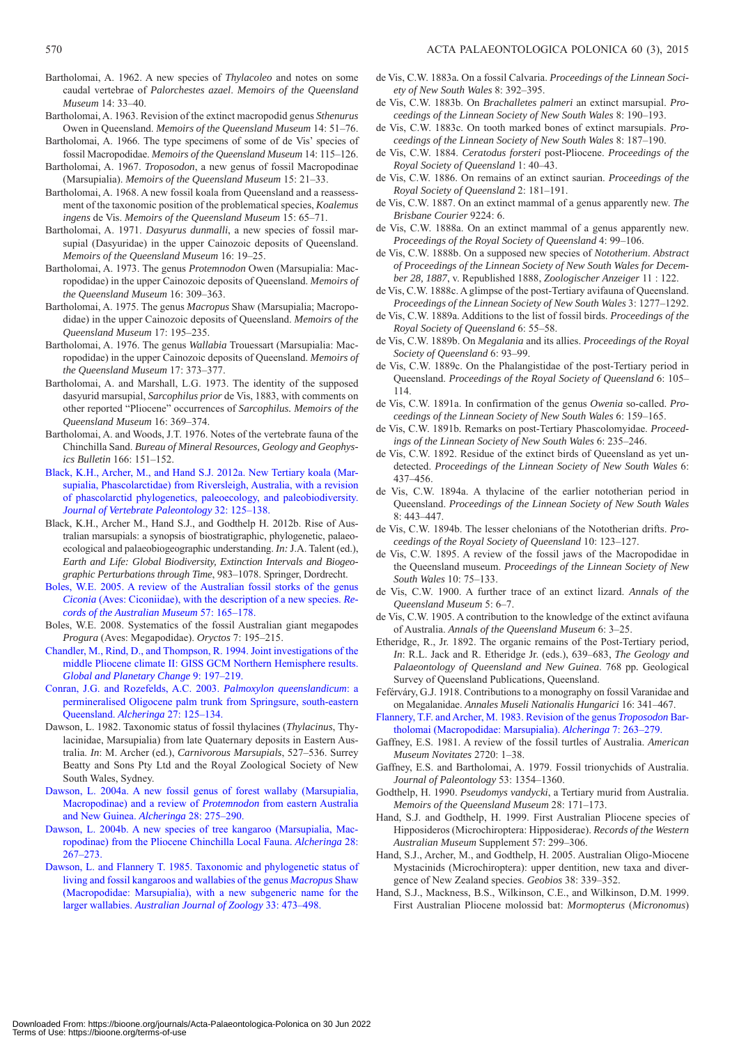Bartholomai, A. 1962. A new species of *Thylacoleo* and notes on some caudal vertebrae of *Palorchestes azael*. *Memoirs of the Queensland Museum* 14: 33–40.

Bartholomai, A. 1963. Revision of the extinct macropodid genus *Sthenurus* Owen in Queensland. *Memoirs of the Queensland Museum* 14: 51–76.

Bartholomai, A. 1966. The type specimens of some of de Vis' species of fossil Macropodidae. *Memoirs of the Queensland Museum* 14: 115–126.

Bartholomai, A. 1967. *Troposodon*, a new genus of fossil Macropodinae (Marsupialia). *Memoirs of the Queensland Museum* 15: 21–33.

Bartholomai, A. 1968. A new fossil koala from Queensland and a reassessment of the taxonomic position of the problematical species, *Koalemus ingens* de Vis. *Memoirs of the Queensland Museum* 15: 65–71.

Bartholomai, A. 1971. *Dasyurus dunmalli*, a new species of fossil marsupial (Dasyuridae) in the upper Cainozoic deposits of Queensland. *Memoirs of the Queensland Museum* 16: 19–25.

Bartholomai, A. 1973. The genus *Protemnodon* Owen (Marsupialia: Macropodidae) in the upper Cainozoic deposits of Queensland. *Memoirs of the Queensland Museum* 16: 309–363.

Bartholomai, A. 1975. The genus *Macropus* Shaw (Marsupialia; Macropodidae) in the upper Cainozoic deposits of Queensland. *Memoirs of the Queensland Museum* 17: 195–235.

Bartholomai, A. 1976. The genus *Wallabia* Trouessart (Marsupialia: Macropodidae) in the upper Cainozoic deposits of Queensland. *Memoirs of the Queensland Museum* 17: 373–377.

Bartholomai, A. and Marshall, L.G. 1973. The identity of the supposed dasyurid marsupial, *Sarcophilus prior* de Vis, 1883, with comments on other reported "Pliocene" occurrences of *Sarcophilus*. *Memoirs of the Queensland Museum* 16: 369–374.

Bartholomai, A. and Woods, J.T. 1976. Notes of the vertebrate fauna of the Chinchilla Sand. *Bureau of Mineral Resources, Geology and Geophysics Bulletin* 166: 151–152.

Black, K.H., Archer, M., and Hand S.J. 2012a. New Tertiary koala (Marsupialia, Phascolarctidae) from Riversleigh, Australia, with a revision of phascolarctid phylogenetics, paleoecology, and paleobiodiversity. *Journal of Vertebrate Paleontology* 32: 125–138.

Black, K.H., Archer M., Hand S.J., and Godthelp H. 2012b. Rise of Australian marsupials: a synopsis of biostratigraphic, phylogenetic, palaeoecological and palaeobiogeographic understanding. *In:* J.A. Talent (ed.), *Earth and Life: Global Biodiversity, Extinction Intervals and Biogeographic Perturbations through Time*, 983–1078. Springer, Dordrecht.

Boles, W.E. 2005. A review of the Australian fossil storks of the genus *Ciconia* (Aves: Ciconiidae), with the description of a new species. *Records of the Australian Museum* 57: 165–178.

Boles, W.E. 2008. Systematics of the fossil Australian giant megapodes *Progura* (Aves: Megapodidae). *Oryctos* 7: 195–215.

Chandler, M., Rind, D., and Thompson, R. 1994. Joint investigations of the middle Pliocene climate II: GISS GCM Northern Hemisphere results. *Global and Planetary Change* 9: 197–219.

Conran, J.G. and Rozefelds, A.C. 2003. *Palmoxylon queenslandicum*: a permineralised Oligocene palm trunk from Springsure, south-eastern Queensland. *Alcheringa* 27: 125–134.

Dawson, L. 1982. Taxonomic status of fossil thylacines (*Thylacinus*, Thylacinidae, Marsupialia) from late Quaternary deposits in Eastern Australia. *In*: M. Archer (ed.), *Carnivorous Marsupials*, 527–536. Surrey Beatty and Sons Pty Ltd and the Royal Zoological Society of New South Wales, Sydney.

Dawson, L. 2004a. A new fossil genus of forest wallaby (Marsupialia, Macropodinae) and a review of *Protemnodon* from eastern Australia and New Guinea. *Alcheringa* 28: 275–290.

Dawson, L. 2004b. A new species of tree kangaroo (Marsupialia, Macropodinae) from the Pliocene Chinchilla Local Fauna. *Alcheringa* 28: 267–273.

Dawson, L. and Flannery T. 1985. Taxonomic and phylogenetic status of living and fossil kangaroos and wallabies of the genus *Macropus* Shaw (Macropodidae: Marsupialia), with a new subgeneric name for the larger wallabies. *Australian Journal of Zoology* 33: 473–498.

de Vis, C.W. 1883a. On a fossil Calvaria. *Proceedings of the Linnean Society of New South Wales* 8: 392–395.

de Vis, C.W. 1883b. On *Brachalletes palmeri* an extinct marsupial. *Proceedings of the Linnean Society of New South Wales* 8: 190–193.

de Vis, C.W. 1883c. On tooth marked bones of extinct marsupials. *Proceedings of the Linnean Society of New South Wales* 8: 187–190.

de Vis, C.W. 1884. *Ceratodus forsteri* post-Pliocene. *Proceedings of the Royal Society of Queensland* 1: 40–43.

de Vis, C.W. 1886. On remains of an extinct saurian. *Proceedings of the Royal Society of Queensland* 2: 181–191.

de Vis, C.W. 1887. On an extinct mammal of a genus apparently new. *The Brisbane Courier* 9224: 6.

de Vis, C.W. 1888a. On an extinct mammal of a genus apparently new. *Proceedings of the Royal Society of Queensland* 4: 99–106.

de Vis, C.W. 1888b. On a supposed new species of *Nototherium*. *Abstract of Proceedings of the Linnean Society of New South Wales for December 28, 1887*, v. Republished 1888, *Zoologischer Anzeiger* 11 : 122.

de Vis, C.W. 1888c. A glimpse of the post-Tertiary avifauna of Queensland. *Proceedings of the Linnean Society of New South Wales* 3: 1277–1292.

de Vis, C.W. 1889a. Additions to the list of fossil birds. *Proceedings of the Royal Society of Queensland* 6: 55–58.

de Vis, C.W. 1889b. On *Megalania* and its allies. *Proceedings of the Royal Society of Queensland* 6: 93–99.

de Vis, C.W. 1889c. On the Phalangistidae of the post-Tertiary period in Queensland. *Proceedings of the Royal Society of Queensland* 6: 105–114.

de Vis, C.W. 1891a. In confirmation of the genus *Owenia* so-called. *Proceedings of the Linnean Society of New South Wales* 6: 159–165.

de Vis, C.W. 1891b. Remarks on post-Tertiary Phascolomyidae. *Proceedings of the Linnean Society of New South Wales* 6: 235–246.

de Vis, C.W. 1892. Residue of the extinct birds of Queensland as yet undetected. *Proceedings of the Linnean Society of New South Wales* 6: 437–456.

de Vis, C.W. 1894a. A thylacine of the earlier nototherian period in Queensland. *Proceedings of the Linnean Society of New South Wales* 8: 443–447.

de Vis, C.W. 1894b. The lesser chelonians of the Nototherian drifts. *Proceedings of the Royal Society of Queensland* 10: 123–127.

de Vis, C.W. 1895. A review of the fossil jaws of the Macropodidae in the Queensland museum. *Proceedings of the Linnean Society of New South Wales* 10: 75–133.

de Vis, C.W. 1900. A further trace of an extinct lizard. *Annals of the Queensland Museum* 5: 6–7.

de Vis, C.W. 1905. A contribution to the knowledge of the extinct avifauna of Australia. *Annals of the Queensland Museum* 6: 3–25.

Etheridge, R., Jr. 1892. The organic remains of the Post-Tertiary period, *In*: R.L. Jack and R. Etheridge Jr. (eds.), 639–683, *The Geology and Palaeontology of Queensland and New Guinea*. 768 pp. Geological Survey of Queensland Publications, Queensland.

Fefárváry, G.J. 1918. Contributions to a monography on fossil Varanidae and on Megalanidae. *Annales Museli Nationalis Hungarici* 16: 341–467.

Flannery, T.F. and Archer, M. 1983. Revision of the genus *Troposodon* Bartholomai (Macropodidae: Marsupialia). *Alcheringa* 7: 263–279.

Gaffney, E.S. 1981. A review of the fossil turtles of Australia. *American Museum Novitates* 2720: 1–38.

Gaffney, E.S. and Bartholomai, A. 1979. Fossil trionychids of Australia. *Journal of Paleontology* 53: 1354–1360.

Godthelp, H. 1990. *Pseudomys vandycki*, a Tertiary murid from Australia. *Memoirs of the Queensland Museum* 28: 171–173.

Hand, S.J. and Godthelp, H. 1999. First Australian Pliocene species of Hipposideros (Microchiroptera: Hipposiderae). *Records of the Western Australian Museum* Supplement 57: 299–306.

Hand, S.J., Archer, M., and Godthelp, H. 2005. Australian Oligo-Miocene Mystacinids (Microchiroptera): upper dentition, new taxa and divergence of New Zealand species. *Geobios* 38: 339–352.

Hand, S.J., Mackness, B.S., Wilkinson, C.E., and Wilkinson, D.M. 1999. First Australian Pliocene molossid bat: *Mormopterus* (*Micronomus*)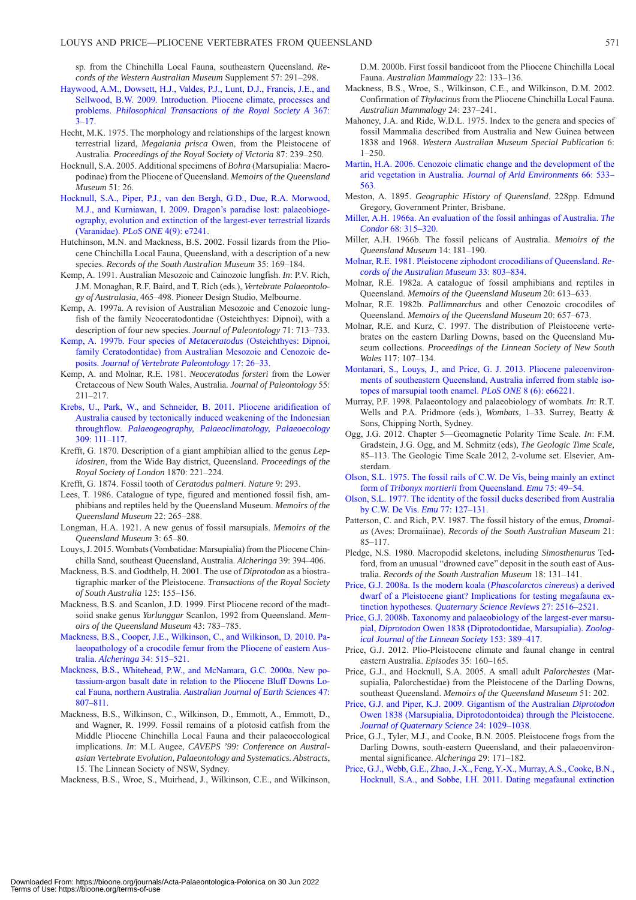sp. from the Chinchilla Local Fauna, southeastern Queensland. *Records of the Western Australian Museum* Supplement 57: 291–298.

Haywood, A.M., Dowsett, H.J., Valdes, P.J., Lunt, D.J., Francis, J.E., and Sellwood, B.W. 2009. Introduction. Pliocene climate, processes and problems. *Philosophical Transactions of the Royal Society A* 367: 3–17.

Hecht, M.K. 1975. The morphology and relationships of the largest known terrestrial lizard, *Megalania prisca* Owen, from the Pleistocene of Australia. *Proceedings of the Royal Society of Victoria* 87: 239–250.

Hocknull, S.A. 2005. Additional specimens of *Bohra* (Marsupialia: Macropodinae) from the Pliocene of Queensland. *Memoirs of the Queensland Museum* 51: 26.

Hocknull, S.A., Piper, P.J., van den Bergh, G.D., Due, R.A. Morwood, M.J., and Kurniawan, I. 2009. Dragon's paradise lost: palaeobiogeography, evolution and extinction of the largest-ever terrestrial lizards (Varanidae). *PLoS ONE* 4(9): e7241.

Hutchinson, M.N. and Mackness, B.S. 2002. Fossil lizards from the Pliocene Chinchilla Local Fauna, Queensland, with a description of a new species. *Records of the South Australian Museum* 35: 169–184.

Kemp, A. 1991. Australian Mesozoic and Cainozoic lungfish. *In*: P.V. Rich, J.M. Monaghan, R.F. Baird, and T. Rich (eds.), *Vertebrate Palaeontology of Australasia*, 465–498. Pioneer Design Studio, Melbourne.

Kemp, A. 1997a. A revision of Australian Mesozoic and Cenozoic lungfish of the family Neoceratodontidae (Osteichthyes: Dipnoi), with a description of four new species. *Journal of Paleontology* 71: 713–733.

Kemp, A. 1997b. Four species of *Metaceratodus* (Osteichthyes: Dipnoi, family Ceratodontidae) from Australian Mesozoic and Cenozoic deposits. *Journal of Vertebrate Paleontology* 17: 26–33.

Kemp, A. and Molnar, R.E. 1981. *Neoceratodus forsteri* from the Lower Cretaceous of New South Wales, Australia. *Journal of Paleontology* 55: 211–217.

Krebs, U., Park, W., and Schneider, B. 2011. Pliocene aridification of Australia caused by tectonically induced weakening of the Indonesian throughflow. *Palaeogeography, Palaeoclimatology, Palaeoecology* 309: 111–117.

Krefft, G. 1870. Description of a giant amphibian allied to the genus *Lepidosiren*, from the Wide Bay district, Queensland. *Proceedings of the Royal Society of London* 1870: 221–224.

Krefft, G. 1874. Fossil tooth of *Ceratodus palmeri*. *Nature* 9: 293.

Lees, T. 1986. Catalogue of type, figured and mentioned fossil fish, amphibians and reptiles held by the Queensland Museum. *Memoirs of the Queensland Museum* 22: 265–288.

Longman, H.A. 1921. A new genus of fossil marsupials. *Memoirs of the Queensland Museum* 3: 65–80.

Louys, J. 2015. Wombats (Vombatidae: Marsupialia) from the Pliocene Chinchilla Sand, southeast Queensland, Australia. *Alcheringa* 39: 394–406.

Mackness, B.S. and Godthelp, H. 2001. The use of *Diprotodon* as a biostratigraphic marker of the Pleistocene. *Transactions of the Royal Society of South Australia* 125: 155–156.

Mackness, B.S. and Scanlon, J.D. 1999. First Pliocene record of the madtsoiid snake genus *Yurlunggur* Scanlon, 1992 from Queensland. *Memoirs of the Queensland Museum* 43: 783–785.

Mackness, B.S., Cooper, J.E., Wilkinson, C., and Wilkinson, D. 2010. Palaeopathology of a crocodile femur from the Pliocene of eastern Australia. *Alcheringa* 34: 515–521.

Mackness, B.S., Whitehead, P.W., and McNamara, G.C. 2000a. New potassium-argon basalt date in relation to the Pliocene Bluff Downs Local Fauna, northern Australia. *Australian Journal of Earth Sciences* 47: 807–811.

Mackness, B.S., Wilkinson, C., Wilkinson, D., Emmott, A., Emmott, D., and Wagner, R. 1999. Fossil remains of a plotosid catfish from the Middle Pliocene Chinchilla Local Fauna and their palaeoecological implications. *In*: M.L Augee, *CAVEPS '99: Conference on Australasian Vertebrate Evolution, Palaeontology and Systematics. Abstracts*, 15. The Linnean Society of NSW, Sydney.

Mackness, B.S., Wroe, S., Muirhead, J., Wilkinson, C.E., and Wilkinson, D.M. 2000b. First fossil bandicoot from the Pliocene Chinchilla Local Fauna. *Australian Mammalogy* 22: 133–136.

Mackness, B.S., Wroe, S., Wilkinson, C.E., and Wilkinson, D.M. 2002. Confirmation of *Thylacinus* from the Pliocene Chinchilla Local Fauna. *Australian Mammalogy* 24: 237–241.

Mahoney, J.A. and Ride, W.D.L. 1975. Index to the genera and species of fossil Mammalia described from Australia and New Guinea between 1838 and 1968. *Western Australian Museum Special Publication* 6: 1–250.

Martin, H.A. 2006. Cenozoic climatic change and the development of the arid vegetation in Australia. *Journal of Arid Environments* 66: 533–563.

Meston, A. 1895. *Geographic History of Queensland*. 228pp. Edmund Gregory, Government Printer, Brisbane.

Miller, A.H. 1966a. An evaluation of the fossil anhingas of Australia. *The Condor* 68: 315–320.

Miller, A.H. 1966b. The fossil pelicans of Australia. *Memoirs of the Queensland Museum* 14: 181–190.

Molnar, R.E. 1981. Pleistocene ziphodont crocodilians of Queensland. *Records of the Australian Museum* 33: 803–834.

Molnar, R.E. 1982a. A catalogue of fossil amphibians and reptiles in Queensland. *Memoirs of the Queensland Museum* 20: 613–633.

Molnar, R.E. 1982b. *Pallimnarchus* and other Cenozoic crocodiles of Queensland. *Memoirs of the Queensland Museum* 20: 657–673.

Molnar, R.E. and Kurz, C. 1997. The distribution of Pleistocene vertebrates on the eastern Darling Downs, based on the Queensland Museum collections. *Proceedings of the Linnean Society of New South Wales* 117: 107–134.

Montanari, S., Louys, J., and Price, G. J. 2013. Pliocene paleoenvironments of southeastern Queensland, Australia inferred from stable isotopes of marsupial tooth enamel. *PLoS ONE* 8 (6): e66221.

Murray, P.F. 1998. Palaeontology and palaeobiology of wombats. *In*: R.T. Wells and P.A. Pridmore (eds.), *Wombats,* 1–33. Surrey, Beatty & Sons, Chipping North, Sydney.

Ogg, J.G. 2012. Chapter 5—Geomagnetic Polarity Time Scale. *In*: F.M. Gradstein, J.G. Ogg, and M. Schmitz (eds), *The Geologic Time Scale,* 85–113. The Geologic Time Scale 2012, 2-volume set. Elsevier, Amsterdam.

Olson, S.L. 1975. The fossil rails of C.W. De Vis, being mainly an extinct form of *Tribonyx mortierii* from Queensland. *Emu* 75: 49–54.

Olson, S.L. 1977. The identity of the fossil ducks described from Australia by C.W. De Vis. *Emu* 77: 127–131.

Patterson, C. and Rich, P.V. 1987. The fossil history of the emus, *Dromaius* (Aves: Dromaiinae). *Records of the South Australian Museum* 21: 85–117.

Pledge, N.S. 1980. Macropodid skeletons, including *Simosthenurus* Tedford, from an unusual "drowned cave" deposit in the south east of Australia. *Records of the South Australian Museum* 18: 131–141.

Price, G.J. 2008a. Is the modern koala (*Phascolarctos cinereus*) a derived dwarf of a Pleistocene giant? Implications for testing megafauna extinction hypotheses. *Quaternary Science Reviews* 27: 2516–2521.

Price, G.J. 2008b. Taxonomy and palaeobiology of the largest-ever marsupial, *Diprotodon* Owen 1838 (Diprotodontidae, Marsupialia). *Zoological Journal of the Linnean Society* 153: 389–417.

Price, G.J. 2012. Plio-Pleistocene climate and faunal change in central eastern Australia. *Episodes* 35: 160–165.

Price, G.J., and Hocknull, S.A. 2005. A small adult *Palorchestes* (Marsupialia, Palorchestidae) from the Pleistocene of the Darling Downs, southeast Queensland. *Memoirs of the Queensland Museum* 51: 202.

Price, G.J. and Piper, K.J. 2009. Gigantism of the Australian *Diprotodon* Owen 1838 (Marsupialia, Diprotodontoidea) through the Pleistocene. *Journal of Quaternary Science* 24: 1029–1038.

Price, G.J., Tyler, M.J., and Cooke, B.N. 2005. Pleistocene frogs from the Darling Downs, south-eastern Queensland, and their palaeoenvironmental significance. *Alcheringa* 29: 171–182.

Price, G.J., Webb, G.E., Zhao, J.-X., Feng, Y.-X., Murray, A.S., Cooke, B.N., Hocknull, S.A., and Sobbe, I.H. 2011. Dating megafaunal extinction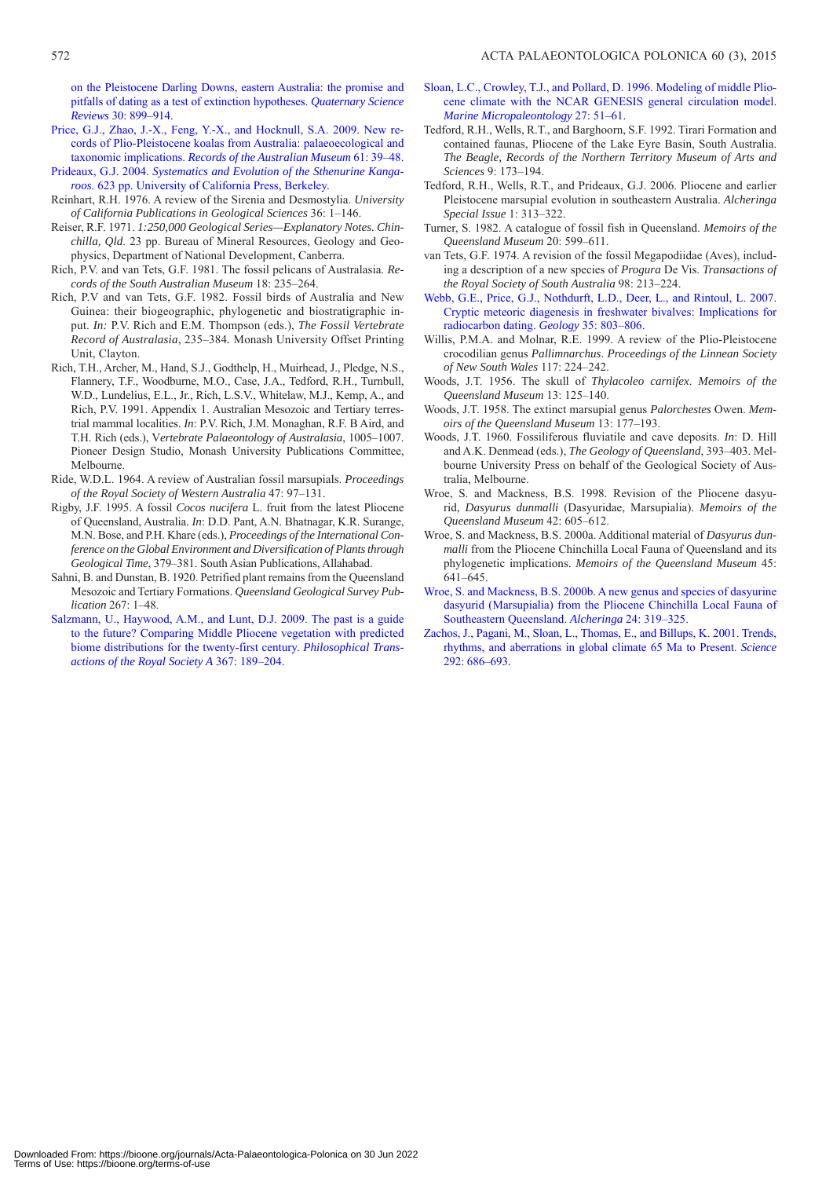on the Pleistocene Darling Downs, eastern Australia: the promise and pitfalls of dating as a test of extinction hypotheses. *Quaternary Science Reviews* 30: 899–914.

Price, G.J., Zhao, J.-X., Feng, Y.-X., and Hocknull, S.A. 2009. New records of Plio-Pleistocene koalas from Australia: palaeoecological and taxonomic implications. *Records of the Australian Museum* 61: 39–48.

Prideaux, G.J. 2004. *Systematics and Evolution of the Sthenurine Kangaroos*. 623 pp. University of California Press, Berkeley.

Reinhart, R.H. 1976. A review of the Sirenia and Desmostylia. *University of California Publications in Geological Sciences* 36: 1–146.

Reiser, R.F. 1971. *1:250,000 Geological Series—Explanatory Notes. Chinchilla, Qld*. 23 pp. Bureau of Mineral Resources, Geology and Geophysics, Department of National Development, Canberra.

Rich, P.V. and van Tets, G.F. 1981. The fossil pelicans of Australasia. *Records of the South Australian Museum* 18: 235–264.

Rich, P.V and van Tets, G.F. 1982. Fossil birds of Australia and New Guinea: their biogeographic, phylogenetic and biostratigraphic input. *In:* P.V. Rich and E.M. Thompson (eds.), *The Fossil Vertebrate Record of Australasia*, 235–384. Monash University Offset Printing Unit, Clayton.

Rich, T.H., Archer, M., Hand, S.J., Godthelp, H., Muirhead, J., Pledge, N.S., Flannery, T.F., Woodburne, M.O., Case, J.A., Tedford, R.H., Turnbull, W.D., Lundelius, E.L., Jr., Rich, L.S.V., Whitelaw, M.J., Kemp, A., and Rich, P.V. 1991. Appendix 1. Australian Mesozoic and Tertiary terrestrial mammal localities. *In*: P.V. Rich, J.M. Monaghan, R.F. B Aird, and T.H. Rich (eds.), V*ertebrate Palaeontology of Australasia*, 1005–1007. Pioneer Design Studio, Monash University Publications Committee, Melbourne.

Ride, W.D.L. 1964. A review of Australian fossil marsupials. *Proceedings of the Royal Society of Western Australia* 47: 97–131.

Rigby, J.F. 1995. A fossil *Cocos nucifera* L. fruit from the latest Pliocene of Queensland, Australia. *In*: D.D. Pant, A.N. Bhatnagar, K.R. Surange, M.N. Bose, and P.H. Khare (eds.), *Proceedings of the International Conference on the Global Environment and Diversification of Plants through Geological Time*, 379–381. South Asian Publications, Allahabad.

Sahni, B. and Dunstan, B. 1920. Petrified plant remains from the Queensland Mesozoic and Tertiary Formations. *Queensland Geological Survey Publication* 267: 1–48.

Salzmann, U., Haywood, A.M., and Lunt, D.J. 2009. The past is a guide to the future? Comparing Middle Pliocene vegetation with predicted biome distributions for the twenty-first century. *Philosophical Transactions of the Royal Society A* 367: 189–204.

Sloan, L.C., Crowley, T.J., and Pollard, D. 1996. Modeling of middle Pliocene climate with the NCAR GENESIS general circulation model. *Marine Micropaleontology* 27: 51–61.

Tedford, R.H., Wells, R.T., and Barghoorn, S.F. 1992. Tirari Formation and contained faunas, Pliocene of the Lake Eyre Basin, South Australia. *The Beagle, Records of the Northern Territory Museum of Arts and Sciences* 9: 173–194.

Tedford, R.H., Wells, R.T., and Prideaux, G.J. 2006. Pliocene and earlier Pleistocene marsupial evolution in southeastern Australia. *Alcheringa Special Issue* 1: 313–322.

Turner, S. 1982. A catalogue of fossil fish in Queensland. *Memoirs of the Queensland Museum* 20: 599–611.

van Tets, G.F. 1974. A revision of the fossil Megapodiidae (Aves), including a description of a new species of *Progura* De Vis. *Transactions of the Royal Society of South Australia* 98: 213–224.

Webb, G.E., Price, G.J., Nothdurft, L.D., Deer, L., and Rintoul, L. 2007. Cryptic meteoric diagenesis in freshwater bivalves: Implications for radiocarbon dating. *Geology* 35: 803–806.

Willis, P.M.A. and Molnar, R.E. 1999. A review of the Plio-Pleistocene crocodilian genus *Pallimnarchus*. *Proceedings of the Linnean Society of New South Wales* 117: 224–242.

Woods, J.T. 1956. The skull of *Thylacoleo carnifex*. *Memoirs of the Queensland Museum* 13: 125–140.

Woods, J.T. 1958. The extinct marsupial genus *Palorchestes* Owen. *Memoirs of the Queensland Museum* 13: 177–193.

Woods, J.T. 1960. Fossiliferous fluviatile and cave deposits. *In*: D. Hill and A.K. Denmead (eds.), *The Geology of Queensland*, 393–403. Melbourne University Press on behalf of the Geological Society of Australia, Melbourne.

Wroe, S. and Mackness, B.S. 1998. Revision of the Pliocene dasyurid, *Dasyurus dunmalli* (Dasyuridae, Marsupialia). *Memoirs of the Queensland Museum* 42: 605–612.

Wroe, S. and Mackness, B.S. 2000a. Additional material of *Dasyurus dunmalli* from the Pliocene Chinchilla Local Fauna of Queensland and its phylogenetic implications. *Memoirs of the Queensland Museum* 45: 641–645.

Wroe, S. and Mackness, B.S. 2000b. A new genus and species of dasyurine dasyurid (Marsupialia) from the Pliocene Chinchilla Local Fauna of Southeastern Queensland. *Alcheringa* 24: 319–325.

Zachos, J., Pagani, M., Sloan, L., Thomas, E., and Billups, K. 2001. Trends, rhythms, and aberrations in global climate 65 Ma to Present. *Science* 292: 686–693.